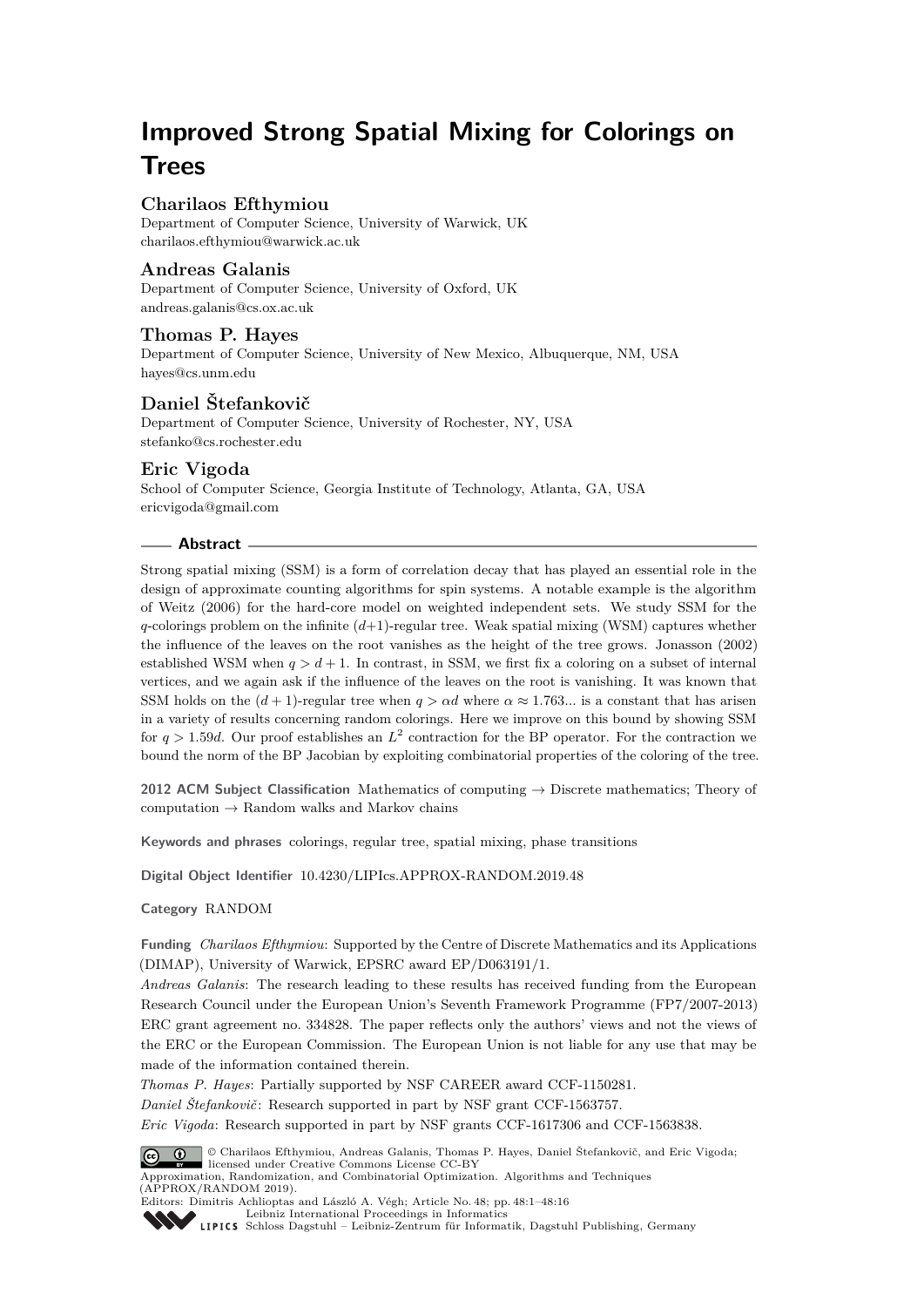# Improved Strong Spatial Mixing for Colorings on Trees

## Charilaos Efthymiou

Department of Computer Science, University of Warwick, UK
charilaos.efthymiou@warwick.ac.uk

## Andreas Galanis

Department of Computer Science, University of Oxford, UK
andreas.galanis@cs.ox.ac.uk

## Thomas P. Hayes

Department of Computer Science, University of New Mexico, Albuquerque, NM, USA
hayes@cs.unm.edu

## Daniel Štefankovič

Department of Computer Science, University of Rochester, NY, USA
stefanko@cs.rochester.edu

## Eric Vigoda

School of Computer Science, Georgia Institute of Technology, Atlanta, GA, USA
ericvigoda@gmail.com

---

**Abstract**

Strong spatial mixing (SSM) is a form of correlation decay that has played an essential role in the design of approximate counting algorithms for spin systems. A notable example is the algorithm of Weitz (2006) for the hard-core model on weighted independent sets. We study SSM for the $q$-colorings problem on the infinite $(d{+}1)$-regular tree. Weak spatial mixing (WSM) captures whether the influence of the leaves on the root vanishes as the height of the tree grows. Jonasson (2002) established WSM when $q > d+1$. In contrast, in SSM, we first fix a coloring on a subset of internal vertices, and we again ask if the influence of the leaves on the root is vanishing. It was known that SSM holds on the $(d+1)$-regular tree when $q > \alpha d$ where $\alpha \approx 1.763...$ is a constant that has arisen in a variety of results concerning random colorings. Here we improve on this bound by showing SSM for $q > 1.59d$. Our proof establishes an $L^2$ contraction for the BP operator. For the contraction we bound the norm of the BP Jacobian by exploiting combinatorial properties of the coloring of the tree.

**2012 ACM Subject Classification** Mathematics of computing → Discrete mathematics; Theory of computation → Random walks and Markov chains

**Keywords and phrases** colorings, regular tree, spatial mixing, phase transitions

**Digital Object Identifier** 10.4230/LIPIcs.APPROX-RANDOM.2019.48

**Category** RANDOM

**Funding** *Charilaos Efthymiou*: Supported by the Centre of Discrete Mathematics and its Applications (DIMAP), University of Warwick, EPSRC award EP/D063191/1.
*Andreas Galanis*: The research leading to these results has received funding from the European Research Council under the European Union's Seventh Framework Programme (FP7/2007-2013) ERC grant agreement no. 334828. The paper reflects only the authors' views and not the views of the ERC or the European Commission. The European Union is not liable for any use that may be made of the information contained therein.
*Thomas P. Hayes*: Partially supported by NSF CAREER award CCF-1150281.
*Daniel Štefankovič*: Research supported in part by NSF grant CCF-1563757.
*Eric Vigoda*: Research supported in part by NSF grants CCF-1617306 and CCF-1563838.

© Charilaos Efthymiou, Andreas Galanis, Thomas P. Hayes, Daniel Štefankovič, and Eric Vigoda; licensed under Creative Commons License CC-BY
Approximation, Randomization, and Combinatorial Optimization. Algorithms and Techniques (APPROX/RANDOM 2019).
Editors: Dimitris Achlioptas and László A. Végh; Article No. 48; pp. 48:1–48:16
Leibniz International Proceedings in Informatics
Schloss Dagstuhl – Leibniz-Zentrum für Informatik, Dagstuhl Publishing, Germany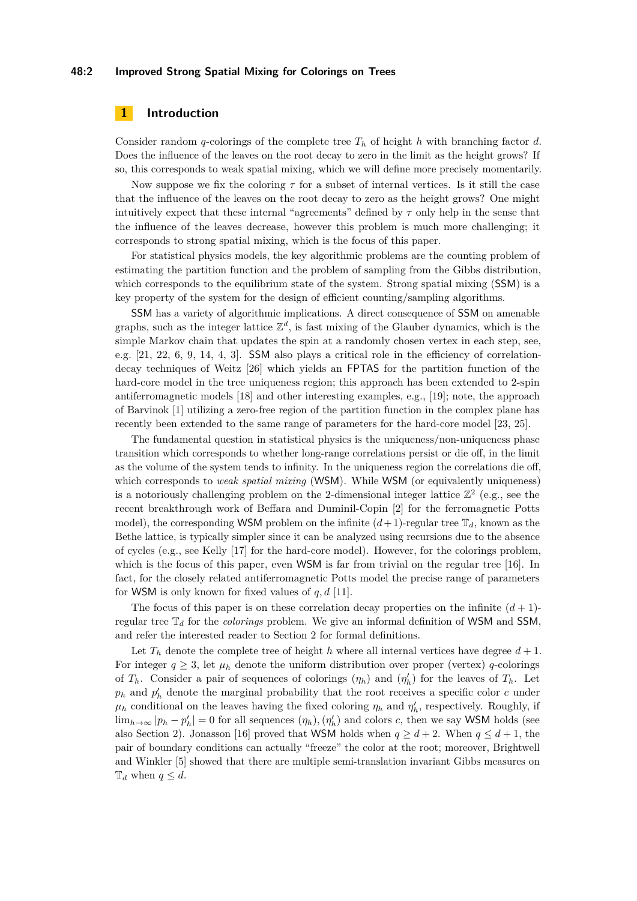## 1 Introduction

Consider random $q$-colorings of the complete tree $T_h$ of height $h$ with branching factor $d$. Does the influence of the leaves on the root decay to zero in the limit as the height grows? If so, this corresponds to weak spatial mixing, which we will define more precisely momentarily.

Now suppose we fix the coloring $\tau$ for a subset of internal vertices. Is it still the case that the influence of the leaves on the root decay to zero as the height grows? One might intuitively expect that these internal "agreements" defined by $\tau$ only help in the sense that the influence of the leaves decrease, however this problem is much more challenging; it corresponds to strong spatial mixing, which is the focus of this paper.

For statistical physics models, the key algorithmic problems are the counting problem of estimating the partition function and the problem of sampling from the Gibbs distribution, which corresponds to the equilibrium state of the system. Strong spatial mixing (SSM) is a key property of the system for the design of efficient counting/sampling algorithms.

SSM has a variety of algorithmic implications. A direct consequence of SSM on amenable graphs, such as the integer lattice $\mathbb{Z}^d$, is fast mixing of the Glauber dynamics, which is the simple Markov chain that updates the spin at a randomly chosen vertex in each step, see, e.g. [21, 22, 6, 9, 14, 4, 3]. SSM also plays a critical role in the efficiency of correlation-decay techniques of Weitz [26] which yields an FPTAS for the partition function of the hard-core model in the tree uniqueness region; this approach has been extended to 2-spin antiferromagnetic models [18] and other interesting examples, e.g., [19]; note, the approach of Barvinok [1] utilizing a zero-free region of the partition function in the complex plane has recently been extended to the same range of parameters for the hard-core model [23, 25].

The fundamental question in statistical physics is the uniqueness/non-uniqueness phase transition which corresponds to whether long-range correlations persist or die off, in the limit as the volume of the system tends to infinity. In the uniqueness region the correlations die off, which corresponds to *weak spatial mixing* (WSM). While WSM (or equivalently uniqueness) is a notoriously challenging problem on the 2-dimensional integer lattice $\mathbb{Z}^2$ (e.g., see the recent breakthrough work of Beffara and Duminil-Copin [2] for the ferromagnetic Potts model), the corresponding WSM problem on the infinite $(d+1)$-regular tree $\mathbb{T}_d$, known as the Bethe lattice, is typically simpler since it can be analyzed using recursions due to the absence of cycles (e.g., see Kelly [17] for the hard-core model). However, for the colorings problem, which is the focus of this paper, even WSM is far from trivial on the regular tree [16]. In fact, for the closely related antiferromagnetic Potts model the precise range of parameters for WSM is only known for fixed values of $q, d$ [11].

The focus of this paper is on these correlation decay properties on the infinite $(d+1)$-regular tree $\mathbb{T}_d$ for the *colorings* problem. We give an informal definition of WSM and SSM, and refer the interested reader to Section 2 for formal definitions.

Let $T_h$ denote the complete tree of height $h$ where all internal vertices have degree $d+1$. For integer $q \geq 3$, let $\mu_h$ denote the uniform distribution over proper (vertex) $q$-colorings of $T_h$. Consider a pair of sequences of colorings $(\eta_h)$ and $(\eta'_h)$ for the leaves of $T_h$. Let $p_h$ and $p'_h$ denote the marginal probability that the root receives a specific color $c$ under $\mu_h$ conditional on the leaves having the fixed coloring $\eta_h$ and $\eta'_h$, respectively. Roughly, if $\lim_{h\to\infty} |p_h - p'_h| = 0$ for all sequences $(\eta_h), (\eta'_h)$ and colors $c$, then we say WSM holds (see also Section 2). Jonasson [16] proved that WSM holds when $q \geq d+2$. When $q \leq d+1$, the pair of boundary conditions can actually "freeze" the color at the root; moreover, Brightwell and Winkler [5] showed that there are multiple semi-translation invariant Gibbs measures on $\mathbb{T}_d$ when $q \leq d$.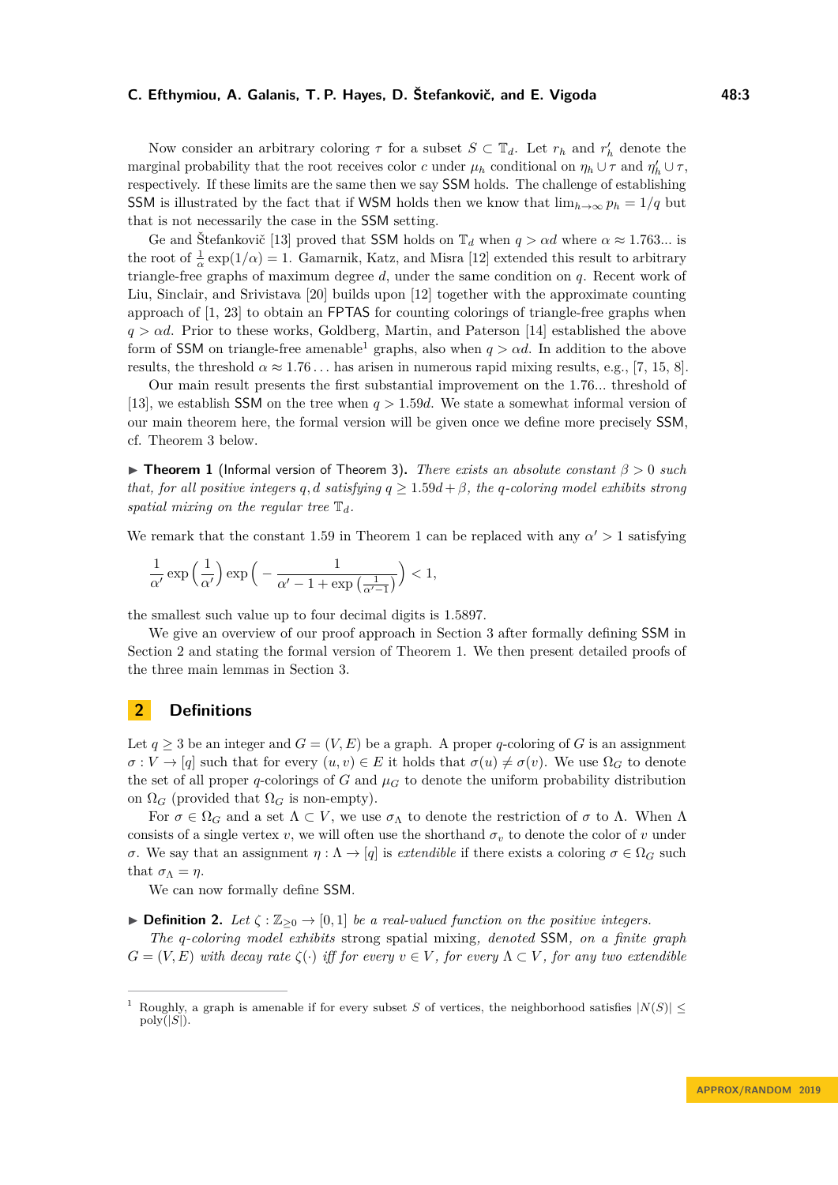Now consider an arbitrary coloring $\tau$ for a subset $S \subset \mathbb{T}_d$. Let $r_h$ and $r'_h$ denote the marginal probability that the root receives color $c$ under $\mu_h$ conditional on $\eta_h \cup \tau$ and $\eta'_h \cup \tau$, respectively. If these limits are the same then we say SSM holds. The challenge of establishing SSM is illustrated by the fact that if WSM holds then we know that $\lim_{h\to\infty} p_h = 1/q$ but that is not necessarily the case in the SSM setting.

Ge and Štefankovič [13] proved that SSM holds on $\mathbb{T}_d$ when $q > \alpha d$ where $\alpha \approx 1.763...$ is the root of $\frac{1}{\alpha}\exp(1/\alpha) = 1$. Gamarnik, Katz, and Misra [12] extended this result to arbitrary triangle-free graphs of maximum degree $d$, under the same condition on $q$. Recent work of Liu, Sinclair, and Srivistava [20] builds upon [12] together with the approximate counting approach of [1, 23] to obtain an FPTAS for counting colorings of triangle-free graphs when $q > \alpha d$. Prior to these works, Goldberg, Martin, and Paterson [14] established the above form of SSM on triangle-free amenable[1] graphs, also when $q > \alpha d$. In addition to the above results, the threshold $\alpha \approx 1.76\ldots$ has arisen in numerous rapid mixing results, e.g., [7, 15, 8].

Our main result presents the first substantial improvement on the 1.76... threshold of [13], we establish SSM on the tree when $q > 1.59d$. We state a somewhat informal version of our main theorem here, the formal version will be given once we define more precisely SSM, cf. Theorem 3 below.

▶ **Theorem 1** (Informal version of Theorem 3)**.** *There exists an absolute constant $\beta > 0$ such that, for all positive integers $q, d$ satisfying $q \geq 1.59d + \beta$, the $q$-coloring model exhibits strong spatial mixing on the regular tree $\mathbb{T}_d$.*

We remark that the constant 1.59 in Theorem 1 can be replaced with any $\alpha' > 1$ satisfying

$$\frac{1}{\alpha'}\exp\left(\frac{1}{\alpha'}\right)\exp\left(-\frac{1}{\alpha'-1+\exp\left(\frac{1}{\alpha'-1}\right)}\right) < 1,$$

the smallest such value up to four decimal digits is 1.5897.

We give an overview of our proof approach in Section 3 after formally defining SSM in Section 2 and stating the formal version of Theorem 1. We then present detailed proofs of the three main lemmas in Section 3.

## 2 Definitions

Let $q \geq 3$ be an integer and $G = (V, E)$ be a graph. A proper $q$-coloring of $G$ is an assignment $\sigma : V \to [q]$ such that for every $(u, v) \in E$ it holds that $\sigma(u) \neq \sigma(v)$. We use $\Omega_G$ to denote the set of all proper $q$-colorings of $G$ and $\mu_G$ to denote the uniform probability distribution on $\Omega_G$ (provided that $\Omega_G$ is non-empty).

For $\sigma \in \Omega_G$ and a set $\Lambda \subset V$, we use $\sigma_\Lambda$ to denote the restriction of $\sigma$ to $\Lambda$. When $\Lambda$ consists of a single vertex $v$, we will often use the shorthand $\sigma_v$ to denote the color of $v$ under $\sigma$. We say that an assignment $\eta : \Lambda \to [q]$ is *extendible* if there exists a coloring $\sigma \in \Omega_G$ such that $\sigma_\Lambda = \eta$.

We can now formally define SSM.

▶ **Definition 2.** *Let $\zeta : \mathbb{Z}_{\geq 0} \to [0, 1]$ be a real-valued function on the positive integers.*

*The $q$-coloring model exhibits* strong spatial mixing*, denoted* SSM*, on a finite graph $G = (V, E)$ with decay rate $\zeta(\cdot)$ iff for every $v \in V$, for every $\Lambda \subset V$, for any two extendible*

[1] Roughly, a graph is amenable if for every subset $S$ of vertices, the neighborhood satisfies $|N(S)| \leq \text{poly}(|S|)$.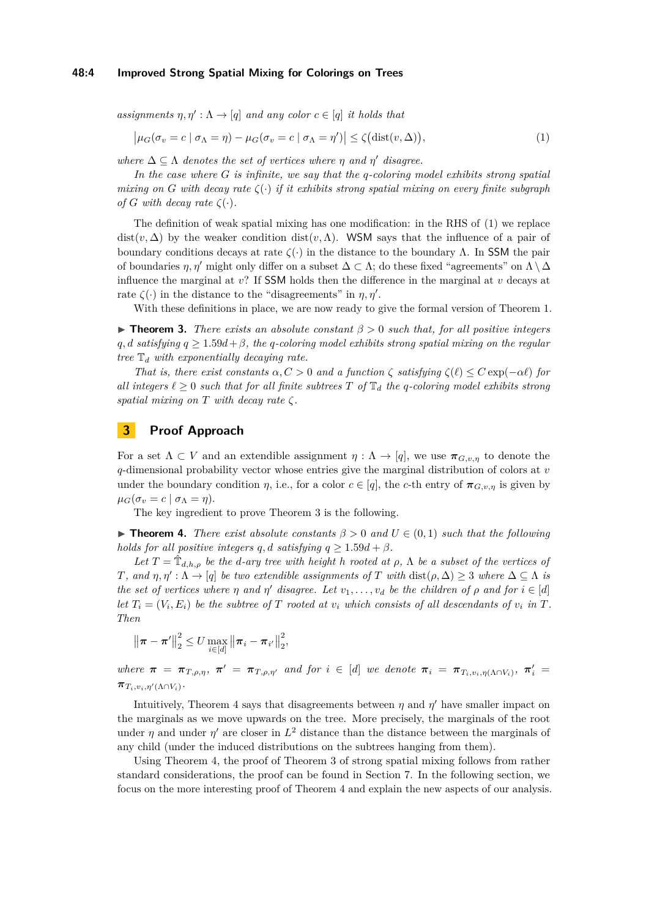*assignments $\eta, \eta' : \Lambda \to [q]$ and any color $c \in [q]$ it holds that*

$$\left|\mu_G(\sigma_v = c \mid \sigma_\Lambda = \eta) - \mu_G(\sigma_v = c \mid \sigma_\Lambda = \eta')\right| \le \zeta\big(\mathrm{dist}(v, \Delta)\big), \tag{1}$$

*where $\Delta \subseteq \Lambda$ denotes the set of vertices where $\eta$ and $\eta'$ disagree.*

*In the case where $G$ is infinite, we say that the $q$-coloring model exhibits strong spatial mixing on $G$ with decay rate $\zeta(\cdot)$ if it exhibits strong spatial mixing on every finite subgraph of $G$ with decay rate $\zeta(\cdot)$.*

The definition of weak spatial mixing has one modification: in the RHS of (1) we replace $\mathrm{dist}(v, \Delta)$ by the weaker condition $\mathrm{dist}(v, \Lambda)$. WSM says that the influence of a pair of boundary conditions decays at rate $\zeta(\cdot)$ in the distance to the boundary $\Lambda$. In SSM the pair of boundaries $\eta, \eta'$ might only differ on a subset $\Delta \subset \Lambda$; do these fixed "agreements" on $\Lambda \setminus \Delta$ influence the marginal at $v$? If SSM holds then the difference in the marginal at $v$ decays at rate $\zeta(\cdot)$ in the distance to the "disagreements" in $\eta, \eta'$.

With these definitions in place, we are now ready to give the formal version of Theorem 1.

▶ **Theorem 3.** *There exists an absolute constant $\beta > 0$ such that, for all positive integers $q, d$ satisfying $q \ge 1.59d + \beta$, the $q$-coloring model exhibits strong spatial mixing on the regular tree $\mathbb{T}_d$ with exponentially decaying rate.*

*That is, there exist constants $\alpha, C > 0$ and a function $\zeta$ satisfying $\zeta(\ell) \le C\exp(-\alpha\ell)$ for all integers $\ell \ge 0$ such that for all finite subtrees $T$ of $\mathbb{T}_d$ the $q$-coloring model exhibits strong spatial mixing on $T$ with decay rate $\zeta$.*

## 3 Proof Approach

For a set $\Lambda \subset V$ and an extendible assignment $\eta : \Lambda \to [q]$, we use $\boldsymbol{\pi}_{G,v,\eta}$ to denote the $q$-dimensional probability vector whose entries give the marginal distribution of colors at $v$ under the boundary condition $\eta$, i.e., for a color $c \in [q]$, the $c$-th entry of $\boldsymbol{\pi}_{G,v,\eta}$ is given by $\mu_G(\sigma_v = c \mid \sigma_\Lambda = \eta)$.

The key ingredient to prove Theorem 3 is the following.

▶ **Theorem 4.** *There exist absolute constants $\beta > 0$ and $U \in (0, 1)$ such that the following holds for all positive integers $q, d$ satisfying $q \ge 1.59d + \beta$.*

*Let $T = \hat{\mathbb{T}}_{d,h,\rho}$ be the $d$-ary tree with height $h$ rooted at $\rho$, $\Lambda$ be a subset of the vertices of $T$, and $\eta, \eta' : \Lambda \to [q]$ be two extendible assignments of $T$ with $\mathrm{dist}(\rho, \Delta) \ge 3$ where $\Delta \subseteq \Lambda$ is the set of vertices where $\eta$ and $\eta'$ disagree. Let $v_1, \dots, v_d$ be the children of $\rho$ and for $i \in [d]$ let $T_i = (V_i, E_i)$ be the subtree of $T$ rooted at $v_i$ which consists of all descendants of $v_i$ in $T$. Then*

$$\left\|\boldsymbol{\pi} - \boldsymbol{\pi}'\right\|_2^2 \le U \max_{i\in[d]} \left\|\boldsymbol{\pi}_i - \boldsymbol{\pi}_{i'}\right\|_2^2,$$

*where $\boldsymbol{\pi} = \boldsymbol{\pi}_{T,\rho,\eta}$, $\boldsymbol{\pi}' = \boldsymbol{\pi}_{T,\rho,\eta'}$ and for $i \in [d]$ we denote $\boldsymbol{\pi}_i = \boldsymbol{\pi}_{T_i,v_i,\eta(\Lambda\cap V_i)}$, $\boldsymbol{\pi}'_i = \boldsymbol{\pi}_{T_i,v_i,\eta'(\Lambda\cap V_i)}$.*

Intuitively, Theorem 4 says that disagreements between $\eta$ and $\eta'$ have smaller impact on the marginals as we move upwards on the tree. More precisely, the marginals of the root under $\eta$ and under $\eta'$ are closer in $L^2$ distance than the distance between the marginals of any child (under the induced distributions on the subtrees hanging from them).

Using Theorem 4, the proof of Theorem 3 of strong spatial mixing follows from rather standard considerations, the proof can be found in Section 7. In the following section, we focus on the more interesting proof of Theorem 4 and explain the new aspects of our analysis.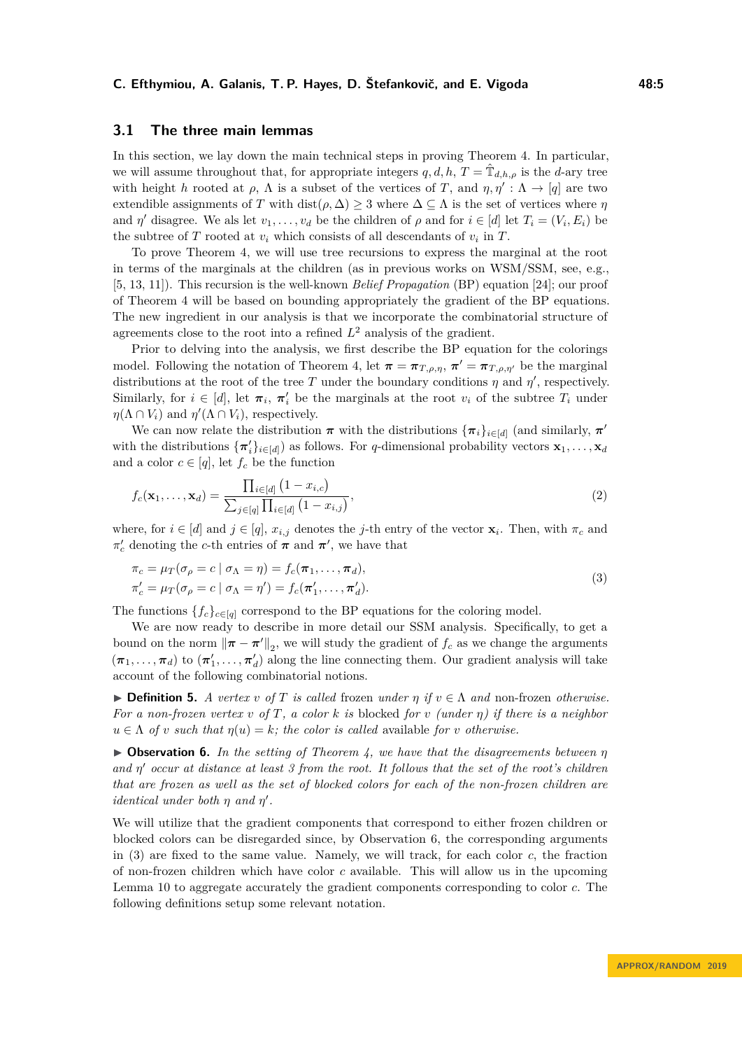## 3.1 The three main lemmas

In this section, we lay down the main technical steps in proving Theorem 4. In particular, we will assume throughout that, for appropriate integers $q, d, h$, $T = \hat{\mathbb{T}}_{d,h,\rho}$ is the $d$-ary tree with height $h$ rooted at $\rho$, $\Lambda$ is a subset of the vertices of $T$, and $\eta, \eta' : \Lambda \to [q]$ are two extendible assignments of $T$ with $\text{dist}(\rho, \Delta) \geq 3$ where $\Delta \subseteq \Lambda$ is the set of vertices where $\eta$ and $\eta'$ disagree. We als let $v_1, \ldots, v_d$ be the children of $\rho$ and for $i \in [d]$ let $T_i = (V_i, E_i)$ be the subtree of $T$ rooted at $v_i$ which consists of all descendants of $v_i$ in $T$.

To prove Theorem 4, we will use tree recursions to express the marginal at the root in terms of the marginals at the children (as in previous works on WSM/SSM, see, e.g., [5, 13, 11]). This recursion is the well-known *Belief Propagation* (BP) equation [24]; our proof of Theorem 4 will be based on bounding appropriately the gradient of the BP equations. The new ingredient in our analysis is that we incorporate the combinatorial structure of agreements close to the root into a refined $L^2$ analysis of the gradient.

Prior to delving into the analysis, we first describe the BP equation for the colorings model. Following the notation of Theorem 4, let $\boldsymbol{\pi} = \boldsymbol{\pi}_{T,\rho,\eta}$, $\boldsymbol{\pi}' = \boldsymbol{\pi}_{T,\rho,\eta'}$ be the marginal distributions at the root of the tree $T$ under the boundary conditions $\eta$ and $\eta'$, respectively. Similarly, for $i \in [d]$, let $\boldsymbol{\pi}_i$, $\boldsymbol{\pi}'_i$ be the marginals at the root $v_i$ of the subtree $T_i$ under $\eta(\Lambda \cap V_i)$ and $\eta'(\Lambda \cap V_i)$, respectively.

We can now relate the distribution $\boldsymbol{\pi}$ with the distributions $\{\boldsymbol{\pi}_i\}_{i \in [d]}$ (and similarly, $\boldsymbol{\pi}'$ with the distributions $\{\boldsymbol{\pi}'_i\}_{i \in [d]}$) as follows. For $q$-dimensional probability vectors $\mathbf{x}_1, \ldots, \mathbf{x}_d$ and a color $c \in [q]$, let $f_c$ be the function

$$f_c(\mathbf{x}_1, \ldots, \mathbf{x}_d) = \frac{\prod_{i \in [d]} (1 - x_{i,c})}{\sum_{j \in [q]} \prod_{i \in [d]} (1 - x_{i,j})}, \tag{2}$$

where, for $i \in [d]$ and $j \in [q]$, $x_{i,j}$ denotes the $j$-th entry of the vector $\mathbf{x}_i$. Then, with $\pi_c$ and $\pi'_c$ denoting the $c$-th entries of $\boldsymbol{\pi}$ and $\boldsymbol{\pi}'$, we have that

$$\begin{aligned} \pi_c &= \mu_T(\sigma_\rho = c \mid \sigma_\Lambda = \eta) = f_c(\boldsymbol{\pi}_1, \ldots, \boldsymbol{\pi}_d), \\ \pi'_c &= \mu_T(\sigma_\rho = c \mid \sigma_\Lambda = \eta') = f_c(\boldsymbol{\pi}'_1, \ldots, \boldsymbol{\pi}'_d). \end{aligned} \tag{3}$$

The functions $\{f_c\}_{c \in [q]}$ correspond to the BP equations for the coloring model.

We are now ready to describe in more detail our SSM analysis. Specifically, to get a bound on the norm $\|\boldsymbol{\pi} - \boldsymbol{\pi}'\|_2$, we will study the gradient of $f_c$ as we change the arguments $(\boldsymbol{\pi}_1, \ldots, \boldsymbol{\pi}_d)$ to $(\boldsymbol{\pi}'_1, \ldots, \boldsymbol{\pi}'_d)$ along the line connecting them. Our gradient analysis will take account of the following combinatorial notions.

▶ **Definition 5.** *A vertex $v$ of $T$ is called* frozen *under $\eta$ if $v \in \Lambda$ and* non-frozen *otherwise. For a non-frozen vertex $v$ of $T$, a color $k$ is* blocked *for $v$ (under $\eta$) if there is a neighbor $u \in \Lambda$ of $v$ such that $\eta(u) = k$; the color is called* available *for $v$ otherwise.*

▶ **Observation 6.** *In the setting of Theorem 4, we have that the disagreements between $\eta$ and $\eta'$ occur at distance at least 3 from the root. It follows that the set of the root's children that are frozen as well as the set of blocked colors for each of the non-frozen children are identical under both $\eta$ and $\eta'$.*

We will utilize that the gradient components that correspond to either frozen children or blocked colors can be disregarded since, by Observation 6, the corresponding arguments in (3) are fixed to the same value. Namely, we will track, for each color $c$, the fraction of non-frozen children which have color $c$ available. This will allow us in the upcoming Lemma 10 to aggregate accurately the gradient components corresponding to color $c$. The following definitions setup some relevant notation.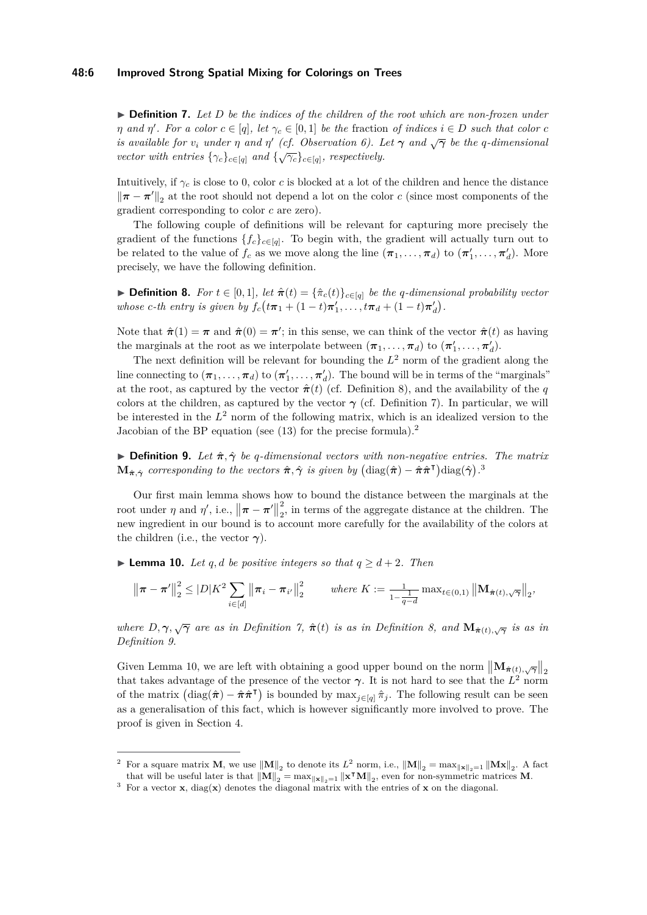▶ **Definition 7.** *Let $D$ be the indices of the children of the root which are non-frozen under $\eta$ and $\eta'$. For a color $c \in [q]$, let $\gamma_c \in [0,1]$ be the* fraction *of indices $i \in D$ such that color $c$ is available for $v_i$ under $\eta$ and $\eta'$ (cf. Observation 6). Let $\boldsymbol{\gamma}$ and $\sqrt{\boldsymbol{\gamma}}$ be the $q$-dimensional vector with entries $\{\gamma_c\}_{c\in[q]}$ and $\{\sqrt{\gamma_c}\}_{c\in[q]}$, respectively.*

Intuitively, if $\gamma_c$ is close to 0, color $c$ is blocked at a lot of the children and hence the distance $\|\boldsymbol{\pi} - \boldsymbol{\pi}'\|_2$ at the root should not depend a lot on the color $c$ (since most components of the gradient corresponding to color $c$ are zero).

The following couple of definitions will be relevant for capturing more precisely the gradient of the functions $\{f_c\}_{c\in[q]}$. To begin with, the gradient will actually turn out to be related to the value of $f_c$ as we move along the line $(\boldsymbol{\pi}_1, \ldots, \boldsymbol{\pi}_d)$ to $(\boldsymbol{\pi}'_1, \ldots, \boldsymbol{\pi}'_d)$. More precisely, we have the following definition.

▶ **Definition 8.** *For $t \in [0,1]$, let $\hat{\boldsymbol{\pi}}(t) = \{\hat{\pi}_c(t)\}_{c\in[q]}$ be the $q$-dimensional probability vector whose $c$-th entry is given by $f_c\big(t\boldsymbol{\pi}_1 + (1-t)\boldsymbol{\pi}'_1, \ldots, t\boldsymbol{\pi}_d + (1-t)\boldsymbol{\pi}'_d\big)$.*

Note that $\hat{\boldsymbol{\pi}}(1) = \boldsymbol{\pi}$ and $\hat{\boldsymbol{\pi}}(0) = \boldsymbol{\pi}'$; in this sense, we can think of the vector $\hat{\boldsymbol{\pi}}(t)$ as having the marginals at the root as we interpolate between $(\boldsymbol{\pi}_1, \ldots, \boldsymbol{\pi}_d)$ to $(\boldsymbol{\pi}'_1, \ldots, \boldsymbol{\pi}'_d)$.

The next definition will be relevant for bounding the $L^2$ norm of the gradient along the line connecting to $(\boldsymbol{\pi}_1, \ldots, \boldsymbol{\pi}_d)$ to $(\boldsymbol{\pi}'_1, \ldots, \boldsymbol{\pi}'_d)$. The bound will be in terms of the "marginals" at the root, as captured by the vector $\hat{\boldsymbol{\pi}}(t)$ (cf. Definition 8), and the availability of the $q$ colors at the children, as captured by the vector $\boldsymbol{\gamma}$ (cf. Definition 7). In particular, we will be interested in the $L^2$ norm of the following matrix, which is an idealized version to the Jacobian of the BP equation (see (13) for the precise formula).[2]

▶ **Definition 9.** *Let $\hat{\boldsymbol{\pi}}, \hat{\boldsymbol{\gamma}}$ be $q$-dimensional vectors with non-negative entries. The matrix $\mathbf{M}_{\hat{\boldsymbol{\pi}},\hat{\boldsymbol{\gamma}}}$ corresponding to the vectors $\hat{\boldsymbol{\pi}}, \hat{\boldsymbol{\gamma}}$ is given by $\big(\mathrm{diag}(\hat{\boldsymbol{\pi}}) - \hat{\boldsymbol{\pi}}\hat{\boldsymbol{\pi}}^{\intercal}\big)\mathrm{diag}(\hat{\boldsymbol{\gamma}})$.*[3]

Our first main lemma shows how to bound the distance between the marginals at the root under $\eta$ and $\eta'$, i.e., $\|\boldsymbol{\pi} - \boldsymbol{\pi}'\|_2^2$, in terms of the aggregate distance at the children. The new ingredient in our bound is to account more carefully for the availability of the colors at the children (i.e., the vector $\boldsymbol{\gamma}$).

▶ **Lemma 10.** *Let $q, d$ be positive integers so that $q \geq d+2$. Then*

$$\|\boldsymbol{\pi} - \boldsymbol{\pi}'\|_2^2 \leq |D| K^2 \sum_{i\in[d]} \|\boldsymbol{\pi}_i - \boldsymbol{\pi}_{i'}\|_2^2 \qquad \text{where } K := \frac{1}{1-\frac{1}{q-d}} \max_{t\in(0,1)} \big\|\mathbf{M}_{\hat{\boldsymbol{\pi}}(t),\sqrt{\boldsymbol{\gamma}}}\big\|_2,$$

*where $D, \boldsymbol{\gamma}, \sqrt{\boldsymbol{\gamma}}$ are as in Definition 7, $\hat{\boldsymbol{\pi}}(t)$ is as in Definition 8, and $\mathbf{M}_{\hat{\boldsymbol{\pi}}(t),\sqrt{\boldsymbol{\gamma}}}$ is as in Definition 9.*

Given Lemma 10, we are left with obtaining a good upper bound on the norm $\big\|\mathbf{M}_{\hat{\boldsymbol{\pi}}(t),\sqrt{\boldsymbol{\gamma}}}\big\|_2$ that takes advantage of the presence of the vector $\boldsymbol{\gamma}$. It is not hard to see that the $L^2$ norm of the matrix $\big(\mathrm{diag}(\hat{\boldsymbol{\pi}}) - \hat{\boldsymbol{\pi}}\hat{\boldsymbol{\pi}}^{\intercal}\big)$ is bounded by $\max_{j\in[q]} \hat{\pi}_j$. The following result can be seen as a generalisation of this fact, which is however significantly more involved to prove. The proof is given in Section 4.

---

[2] For a square matrix $\mathbf{M}$, we use $\|\mathbf{M}\|_2$ to denote its $L^2$ norm, i.e., $\|\mathbf{M}\|_2 = \max_{\|\mathbf{x}\|_2=1} \|\mathbf{M}\mathbf{x}\|_2$. A fact that will be useful later is that $\|\mathbf{M}\|_2 = \max_{\|\mathbf{x}\|_2=1} \|\mathbf{x}^{\intercal}\mathbf{M}\|_2$, even for non-symmetric matrices $\mathbf{M}$.

[3] For a vector $\mathbf{x}$, $\mathrm{diag}(\mathbf{x})$ denotes the diagonal matrix with the entries of $\mathbf{x}$ on the diagonal.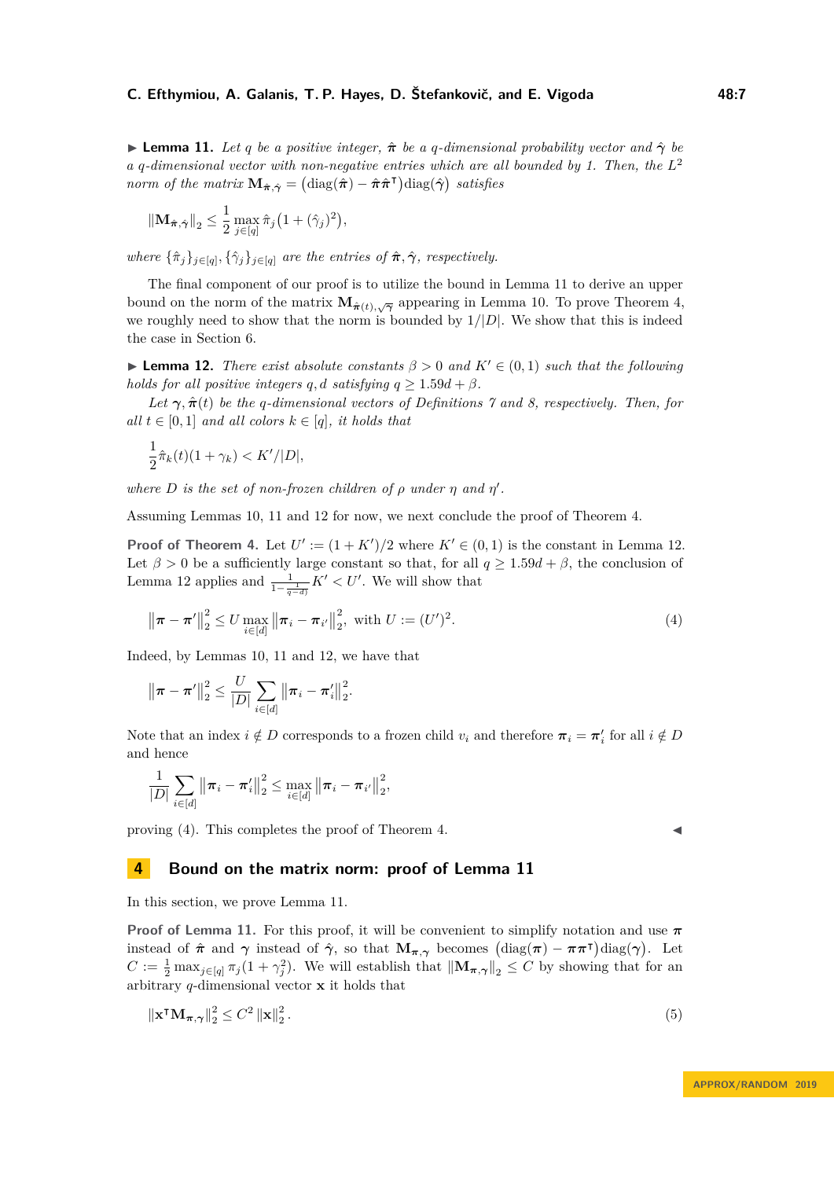▶ **Lemma 11.** *Let $q$ be a positive integer, $\hat{\boldsymbol{\pi}}$ be a $q$-dimensional probability vector and $\hat{\boldsymbol{\gamma}}$ be a $q$-dimensional vector with non-negative entries which are all bounded by 1. Then, the $L^2$ norm of the matrix $\mathbf{M}_{\hat{\boldsymbol{\pi}},\hat{\boldsymbol{\gamma}}} = \big(\mathrm{diag}(\hat{\boldsymbol{\pi}}) - \hat{\boldsymbol{\pi}}\hat{\boldsymbol{\pi}}^{\intercal}\big)\mathrm{diag}(\hat{\boldsymbol{\gamma}})$ satisfies*

$$\|\mathbf{M}_{\hat{\boldsymbol{\pi}},\hat{\boldsymbol{\gamma}}}\|_2 \leq \frac{1}{2}\max_{j\in[q]} \hat{\pi}_j\big(1+(\hat{\gamma}_j)^2\big),$$

*where $\{\hat{\pi}_j\}_{j\in[q]}, \{\hat{\gamma}_j\}_{j\in[q]}$ are the entries of $\hat{\boldsymbol{\pi}}, \hat{\boldsymbol{\gamma}}$, respectively.*

The final component of our proof is to utilize the bound in Lemma 11 to derive an upper bound on the norm of the matrix $\mathbf{M}_{\hat{\boldsymbol{\pi}}(t),\sqrt{\boldsymbol{\gamma}}}$ appearing in Lemma 10. To prove Theorem 4, we roughly need to show that the norm is bounded by $1/|D|$. We show that this is indeed the case in Section 6.

▶ **Lemma 12.** *There exist absolute constants $\beta > 0$ and $K' \in (0,1)$ such that the following holds for all positive integers $q, d$ satisfying $q \geq 1.59d + \beta$.*

*Let $\boldsymbol{\gamma}, \hat{\boldsymbol{\pi}}(t)$ be the $q$-dimensional vectors of Definitions 7 and 8, respectively. Then, for all $t \in [0,1]$ and all colors $k \in [q]$, it holds that*

$$\frac{1}{2}\hat{\pi}_k(t)(1+\gamma_k) < K'/|D|,$$

*where $D$ is the set of non-frozen children of $\rho$ under $\eta$ and $\eta'$.*

Assuming Lemmas 10, 11 and 12 for now, we next conclude the proof of Theorem 4.

**Proof of Theorem 4.** Let $U' := (1+K')/2$ where $K' \in (0,1)$ is the constant in Lemma 12. Let $\beta > 0$ be a sufficiently large constant so that, for all $q \geq 1.59d + \beta$, the conclusion of Lemma 12 applies and $\frac{1}{1-\frac{1}{q-d}}K' < U'$. We will show that

$$\big\|\boldsymbol{\pi} - \boldsymbol{\pi}'\big\|_2^2 \leq U \max_{i\in[d]} \big\|\boldsymbol{\pi}_i - \boldsymbol{\pi}_{i'}\big\|_2^2, \text{ with } U := (U')^2. \tag{4}$$

Indeed, by Lemmas 10, 11 and 12, we have that

$$\big\|\boldsymbol{\pi} - \boldsymbol{\pi}'\big\|_2^2 \leq \frac{U}{|D|}\sum_{i\in[d]} \big\|\boldsymbol{\pi}_i - \boldsymbol{\pi}_i'\big\|_2^2.$$

Note that an index $i \notin D$ corresponds to a frozen child $v_i$ and therefore $\boldsymbol{\pi}_i = \boldsymbol{\pi}_i'$ for all $i \notin D$ and hence

$$\frac{1}{|D|}\sum_{i\in[d]} \big\|\boldsymbol{\pi}_i - \boldsymbol{\pi}_i'\big\|_2^2 \leq \max_{i\in[d]} \big\|\boldsymbol{\pi}_i - \boldsymbol{\pi}_{i'}\big\|_2^2,$$

proving (4). This completes the proof of Theorem 4. ◀

## 4 Bound on the matrix norm: proof of Lemma 11

In this section, we prove Lemma 11.

**Proof of Lemma 11.** For this proof, it will be convenient to simplify notation and use $\boldsymbol{\pi}$ instead of $\hat{\boldsymbol{\pi}}$ and $\boldsymbol{\gamma}$ instead of $\hat{\boldsymbol{\gamma}}$, so that $\mathbf{M}_{\boldsymbol{\pi},\boldsymbol{\gamma}}$ becomes $\big(\mathrm{diag}(\boldsymbol{\pi}) - \boldsymbol{\pi}\boldsymbol{\pi}^{\intercal}\big)\mathrm{diag}(\boldsymbol{\gamma})$. Let $C := \frac{1}{2}\max_{j\in[q]} \pi_j(1+\gamma_j^2)$. We will establish that $\|\mathbf{M}_{\boldsymbol{\pi},\boldsymbol{\gamma}}\|_2 \leq C$ by showing that for an arbitrary $q$-dimensional vector $\mathbf{x}$ it holds that

$$\|\mathbf{x}^{\intercal}\mathbf{M}_{\boldsymbol{\pi},\boldsymbol{\gamma}}\|_2^2 \leq C^2\,\|\mathbf{x}\|_2^2. \tag{5}$$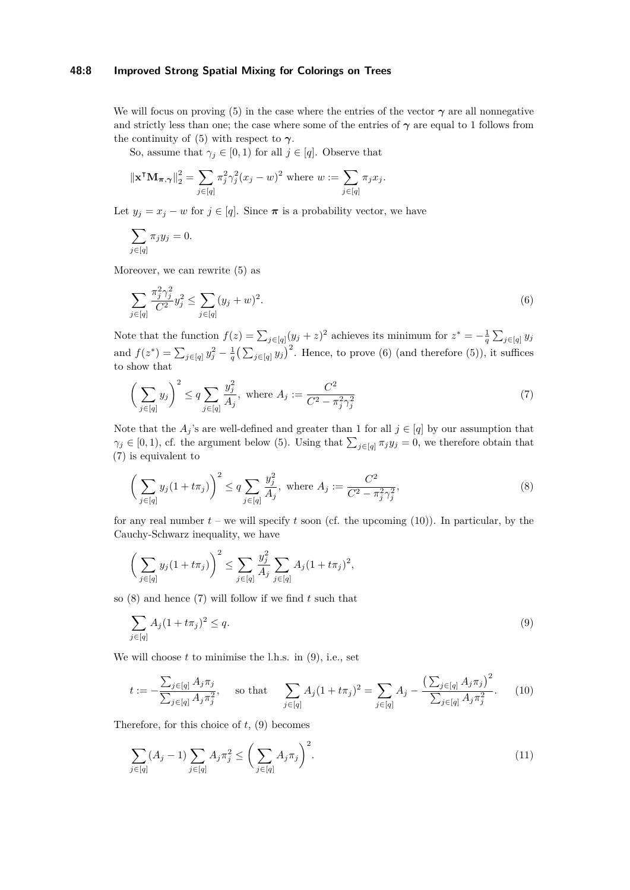We will focus on proving (5) in the case where the entries of the vector $\boldsymbol{\gamma}$ are all nonnegative and strictly less than one; the case where some of the entries of $\boldsymbol{\gamma}$ are equal to 1 follows from the continuity of (5) with respect to $\boldsymbol{\gamma}$.

So, assume that $\gamma_j \in [0,1)$ for all $j \in [q]$. Observe that

$$\|\mathbf{x}^\intercal \mathbf{M}_{\boldsymbol{\pi},\boldsymbol{\gamma}}\|_2^2 = \sum_{j\in[q]} \pi_j^2\gamma_j^2(x_j - w)^2 \text{ where } w := \sum_{j\in[q]} \pi_j x_j.$$

Let $y_j = x_j - w$ for $j \in [q]$. Since $\boldsymbol{\pi}$ is a probability vector, we have

$$\sum_{j\in[q]} \pi_j y_j = 0.$$

Moreover, we can rewrite (5) as

$$\sum_{j\in[q]} \frac{\pi_j^2\gamma_j^2}{C^2} y_j^2 \le \sum_{j\in[q]} (y_j + w)^2. \tag{6}$$

Note that the function $f(z) = \sum_{j\in[q]}(y_j+z)^2$ achieves its minimum for $z^* = -\frac{1}{q}\sum_{j\in[q]} y_j$ and $f(z^*) = \sum_{j\in[q]} y_j^2 - \frac{1}{q}\big(\sum_{j\in[q]} y_j\big)^2$. Hence, to prove (6) (and therefore (5)), it suffices to show that

$$\bigg(\sum_{j\in[q]} y_j\bigg)^2 \le q\sum_{j\in[q]} \frac{y_j^2}{A_j}, \text{ where } A_j := \frac{C^2}{C^2 - \pi_j^2\gamma_j^2} \tag{7}$$

Note that the $A_j$'s are well-defined and greater than 1 for all $j \in [q]$ by our assumption that $\gamma_j \in [0,1)$, cf. the argument below (5). Using that $\sum_{j\in[q]} \pi_j y_j = 0$, we therefore obtain that (7) is equivalent to

$$\bigg(\sum_{j\in[q]} y_j(1+t\pi_j)\bigg)^2 \le q\sum_{j\in[q]} \frac{y_j^2}{A_j}, \text{ where } A_j := \frac{C^2}{C^2 - \pi_j^2\gamma_j^2}, \tag{8}$$

for any real number $t$ – we will specify $t$ soon (cf. the upcoming (10)). In particular, by the Cauchy-Schwarz inequality, we have

$$\bigg(\sum_{j\in[q]} y_j(1+t\pi_j)\bigg)^2 \le \sum_{j\in[q]} \frac{y_j^2}{A_j} \sum_{j\in[q]} A_j(1+t\pi_j)^2,$$

so (8) and hence (7) will follow if we find $t$ such that

$$\sum_{j\in[q]} A_j(1+t\pi_j)^2 \le q. \tag{9}$$

We will choose $t$ to minimise the l.h.s. in (9), i.e., set

$$t := -\frac{\sum_{j\in[q]} A_j\pi_j}{\sum_{j\in[q]} A_j\pi_j^2}, \quad \text{so that} \quad \sum_{j\in[q]} A_j(1+t\pi_j)^2 = \sum_{j\in[q]} A_j - \frac{\big(\sum_{j\in[q]} A_j\pi_j\big)^2}{\sum_{j\in[q]} A_j\pi_j^2}. \tag{10}$$

Therefore, for this choice of $t$, (9) becomes

$$\sum_{j\in[q]}(A_j - 1)\sum_{j\in[q]} A_j\pi_j^2 \le \bigg(\sum_{j\in[q]} A_j\pi_j\bigg)^2. \tag{11}$$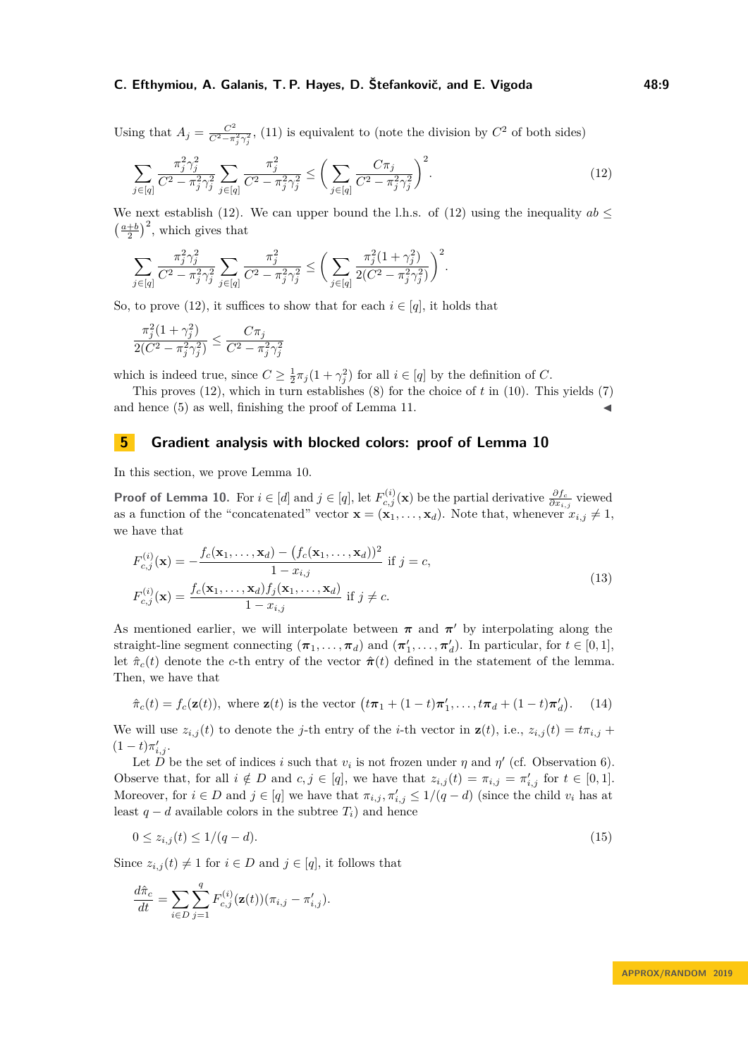Using that $A_j = \frac{C^2}{C^2 - \pi_j^2\gamma_j^2}$, (11) is equivalent to (note the division by $C^2$ of both sides)

$$\sum_{j\in[q]} \frac{\pi_j^2\gamma_j^2}{C^2 - \pi_j^2\gamma_j^2} \sum_{j\in[q]} \frac{\pi_j^2}{C^2 - \pi_j^2\gamma_j^2} \le \Big( \sum_{j\in[q]} \frac{C\pi_j}{C^2 - \pi_j^2\gamma_j^2} \Big)^2. \tag{12}$$

We next establish (12). We can upper bound the l.h.s. of (12) using the inequality $ab \le \left(\frac{a+b}{2}\right)^2$, which gives that

$$\sum_{j\in[q]} \frac{\pi_j^2\gamma_j^2}{C^2 - \pi_j^2\gamma_j^2} \sum_{j\in[q]} \frac{\pi_j^2}{C^2 - \pi_j^2\gamma_j^2} \le \Big( \sum_{j\in[q]} \frac{\pi_j^2(1+\gamma_j^2)}{2(C^2 - \pi_j^2\gamma_j^2)} \Big)^2.$$

So, to prove (12), it suffices to show that for each $i \in [q]$, it holds that

$$\frac{\pi_j^2(1+\gamma_j^2)}{2(C^2 - \pi_j^2\gamma_j^2)} \le \frac{C\pi_j}{C^2 - \pi_j^2\gamma_j^2}$$

which is indeed true, since $C \ge \frac{1}{2}\pi_j(1+\gamma_j^2)$ for all $i \in [q]$ by the definition of $C$.

This proves (12), which in turn establishes (8) for the choice of $t$ in (10). This yields (7) and hence (5) as well, finishing the proof of Lemma 11. ◂

## 5 Gradient analysis with blocked colors: proof of Lemma 10

In this section, we prove Lemma 10.

**Proof of Lemma 10.** For $i \in [d]$ and $j \in [q]$, let $F^{(i)}_{c,j}(\mathbf{x})$ be the partial derivative $\frac{\partial f_c}{\partial x_{i,j}}$ viewed as a function of the "concatenated" vector $\mathbf{x} = (\mathbf{x}_1, \dots, \mathbf{x}_d)$. Note that, whenever $x_{i,j} \neq 1$, we have that

$$\begin{aligned} F^{(i)}_{c,j}(\mathbf{x}) &= -\frac{f_c(\mathbf{x}_1,\dots,\mathbf{x}_d) - \big(f_c(\mathbf{x}_1,\dots,\mathbf{x}_d)\big)^2}{1 - x_{i,j}} \text{ if } j = c,\\ F^{(i)}_{c,j}(\mathbf{x}) &= \frac{f_c(\mathbf{x}_1,\dots,\mathbf{x}_d) f_j(\mathbf{x}_1,\dots,\mathbf{x}_d)}{1 - x_{i,j}} \text{ if } j \neq c. \end{aligned} \tag{13}$$

As mentioned earlier, we will interpolate between $\boldsymbol{\pi}$ and $\boldsymbol{\pi}'$ by interpolating along the straight-line segment connecting $(\boldsymbol{\pi}_1, \dots, \boldsymbol{\pi}_d)$ and $(\boldsymbol{\pi}'_1, \dots, \boldsymbol{\pi}'_d)$. In particular, for $t \in [0,1]$, let $\hat{\pi}_c(t)$ denote the $c$-th entry of the vector $\hat{\boldsymbol{\pi}}(t)$ defined in the statement of the lemma. Then, we have that

$$\hat{\pi}_c(t) = f_c(\mathbf{z}(t)), \text{ where } \mathbf{z}(t) \text{ is the vector } \big(t\boldsymbol{\pi}_1 + (1-t)\boldsymbol{\pi}'_1, \dots, t\boldsymbol{\pi}_d + (1-t)\boldsymbol{\pi}'_d\big). \tag{14}$$

We will use $z_{i,j}(t)$ to denote the $j$-th entry of the $i$-th vector in $\mathbf{z}(t)$, i.e., $z_{i,j}(t) = t\pi_{i,j} + (1-t)\pi'_{i,j}$.

Let $D$ be the set of indices $i$ such that $v_i$ is not frozen under $\eta$ and $\eta'$ (cf. Observation 6). Observe that, for all $i \notin D$ and $c, j \in [q]$, we have that $z_{i,j}(t) = \pi_{i,j} = \pi'_{i,j}$ for $t \in [0,1]$. Moreover, for $i \in D$ and $j \in [q]$ we have that $\pi_{i,j}, \pi'_{i,j} \le 1/(q-d)$ (since the child $v_i$ has at least $q-d$ available colors in the subtree $T_i$) and hence

$$0 \le z_{i,j}(t) \le 1/(q-d). \tag{15}$$

Since $z_{i,j}(t) \neq 1$ for $i \in D$ and $j \in [q]$, it follows that

$$\frac{d\hat{\pi}_c}{dt} = \sum_{i\in D}\sum_{j=1}^{q} F^{(i)}_{c,j}(\mathbf{z}(t))(\pi_{i,j} - \pi'_{i,j}).$$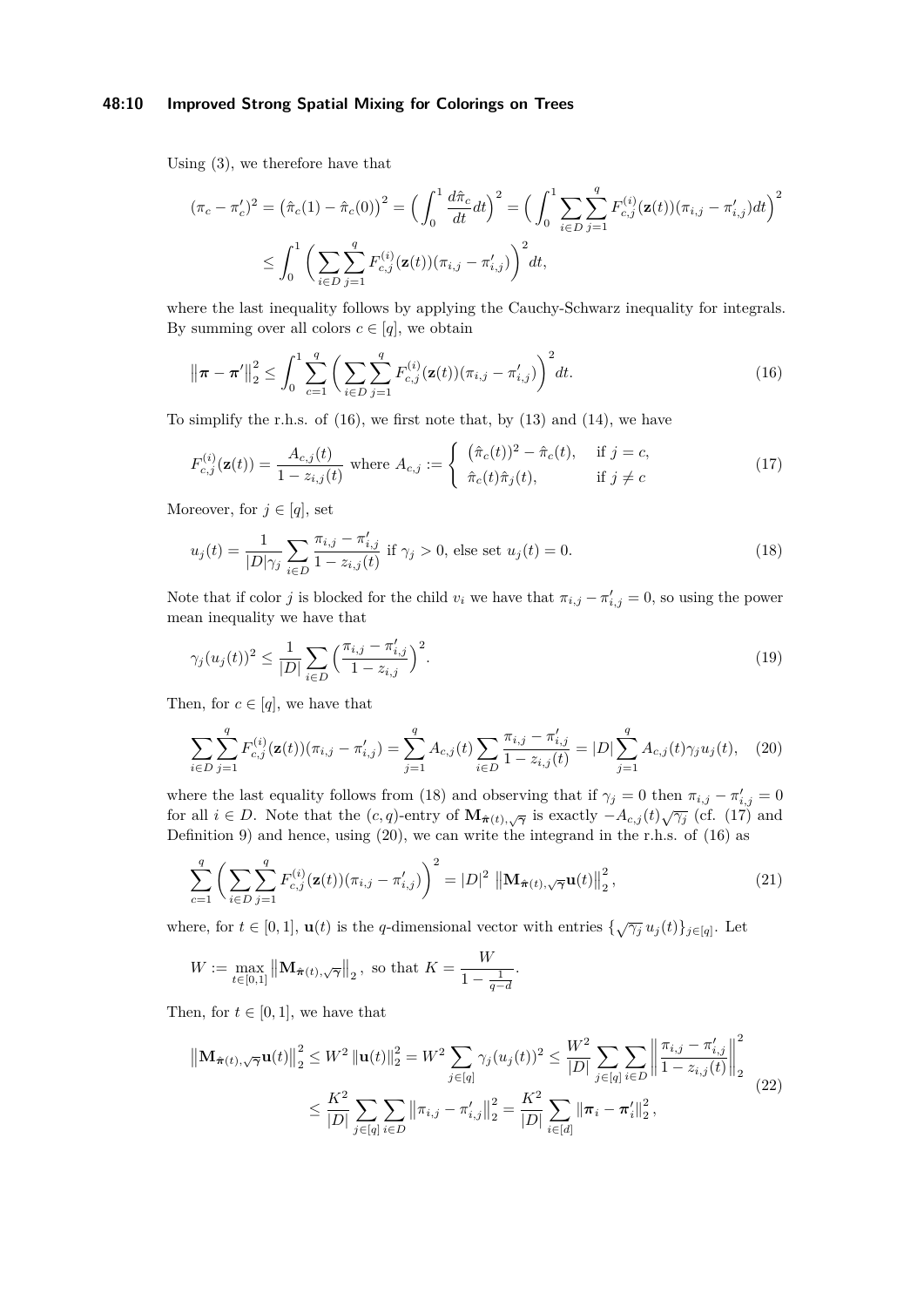Using (3), we therefore have that

$$(\pi_c - \pi_c')^2 = \big(\hat{\pi}_c(1) - \hat{\pi}_c(0)\big)^2 = \Big(\int_0^1 \frac{d\hat{\pi}_c}{dt} dt\Big)^2 = \Big(\int_0^1 \sum_{i\in D}\sum_{j=1}^{q} F_{c,j}^{(i)}(\mathbf{z}(t))(\pi_{i,j} - \pi_{i,j}')dt\Big)^2$$
$$\leq \int_0^1 \Big(\sum_{i\in D}\sum_{j=1}^{q} F_{c,j}^{(i)}(\mathbf{z}(t))(\pi_{i,j} - \pi_{i,j}')\Big)^2 dt,$$

where the last inequality follows by applying the Cauchy-Schwarz inequality for integrals. By summing over all colors $c \in [q]$, we obtain

$$\left\|\boldsymbol{\pi} - \boldsymbol{\pi}'\right\|_2^2 \leq \int_0^1 \sum_{c=1}^{q} \Big(\sum_{i\in D}\sum_{j=1}^{q} F_{c,j}^{(i)}(\mathbf{z}(t))(\pi_{i,j} - \pi_{i,j}')\Big)^2 dt. \tag{16}$$

To simplify the r.h.s. of (16), we first note that, by (13) and (14), we have

$$F_{c,j}^{(i)}(\mathbf{z}(t)) = \frac{A_{c,j}(t)}{1 - z_{i,j}(t)} \text{ where } A_{c,j} := \begin{cases} \big(\hat{\pi}_c(t)\big)^2 - \hat{\pi}_c(t), & \text{if } j = c, \\ \hat{\pi}_c(t)\hat{\pi}_j(t), & \text{if } j \neq c \end{cases} \tag{17}$$

Moreover, for $j \in [q]$, set

$$u_j(t) = \frac{1}{|D|\gamma_j}\sum_{i\in D}\frac{\pi_{i,j} - \pi_{i,j}'}{1 - z_{i,j}(t)} \text{ if } \gamma_j > 0, \text{ else set } u_j(t) = 0. \tag{18}$$

Note that if color $j$ is blocked for the child $v_i$ we have that $\pi_{i,j} - \pi_{i,j}' = 0$, so using the power mean inequality we have that

$$\gamma_j(u_j(t))^2 \leq \frac{1}{|D|}\sum_{i\in D}\Big(\frac{\pi_{i,j} - \pi_{i,j}'}{1 - z_{i,j}}\Big)^2. \tag{19}$$

Then, for $c \in [q]$, we have that

$$\sum_{i\in D}\sum_{j=1}^{q} F_{c,j}^{(i)}(\mathbf{z}(t))(\pi_{i,j} - \pi_{i,j}') = \sum_{j=1}^{q} A_{c,j}(t)\sum_{i\in D}\frac{\pi_{i,j} - \pi_{i,j}'}{1 - z_{i,j}(t)} = |D|\sum_{j=1}^{q} A_{c,j}(t)\gamma_j u_j(t), \tag{20}$$

where the last equality follows from (18) and observing that if $\gamma_j = 0$ then $\pi_{i,j} - \pi_{i,j}' = 0$ for all $i \in D$. Note that the $(c,q)$-entry of $\mathbf{M}_{\hat{\boldsymbol{\pi}}(t),\sqrt{\boldsymbol{\gamma}}}$ is exactly $-A_{c,j}(t)\sqrt{\gamma_j}$ (cf. (17) and Definition 9) and hence, using (20), we can write the integrand in the r.h.s. of (16) as

$$\sum_{c=1}^{q} \Big(\sum_{i\in D}\sum_{j=1}^{q} F_{c,j}^{(i)}(\mathbf{z}(t))(\pi_{i,j} - \pi_{i,j}')\Big)^2 = |D|^2 \left\|\mathbf{M}_{\hat{\boldsymbol{\pi}}(t),\sqrt{\boldsymbol{\gamma}}}\mathbf{u}(t)\right\|_2^2, \tag{21}$$

where, for $t \in [0,1]$, $\mathbf{u}(t)$ is the $q$-dimensional vector with entries $\{\sqrt{\gamma_j}\, u_j(t)\}_{j\in[q]}$. Let

$$W := \max_{t\in[0,1]} \left\|\mathbf{M}_{\hat{\boldsymbol{\pi}}(t),\sqrt{\boldsymbol{\gamma}}}\right\|_2, \text{ so that } K = \frac{W}{1 - \frac{1}{q-d}}.$$

Then, for $t \in [0,1]$, we have that

$$\left\|\mathbf{M}_{\hat{\boldsymbol{\pi}}(t),\sqrt{\boldsymbol{\gamma}}}\mathbf{u}(t)\right\|_2^2 \leq W^2\left\|\mathbf{u}(t)\right\|_2^2 = W^2\sum_{j\in[q]}\gamma_j(u_j(t))^2 \leq \frac{W^2}{|D|}\sum_{j\in[q]}\sum_{i\in D}\left\|\frac{\pi_{i,j} - \pi_{i,j}'}{1 - z_{i,j}(t)}\right\|_2^2$$
$$\leq \frac{K^2}{|D|}\sum_{j\in[q]}\sum_{i\in D}\left\|\pi_{i,j} - \pi_{i,j}'\right\|_2^2 = \frac{K^2}{|D|}\sum_{i\in[d]}\left\|\boldsymbol{\pi}_i - \boldsymbol{\pi}_i'\right\|_2^2, \tag{22}$$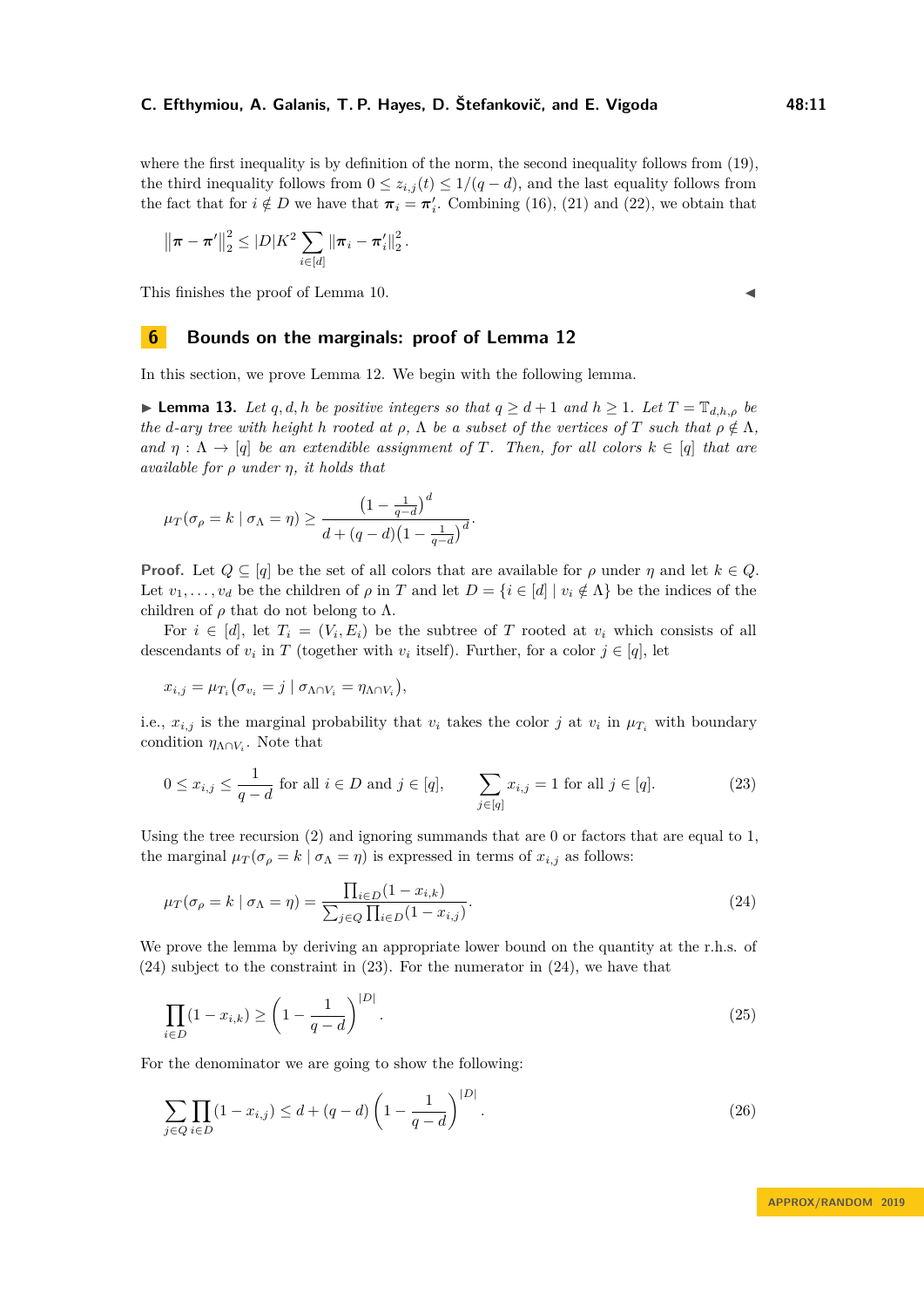where the first inequality is by definition of the norm, the second inequality follows from (19), the third inequality follows from $0 \leq z_{i,j}(t) \leq 1/(q-d)$, and the last equality follows from the fact that for $i \notin D$ we have that $\boldsymbol{\pi}_i = \boldsymbol{\pi}'_i$. Combining (16), (21) and (22), we obtain that

$$\left\|\boldsymbol{\pi} - \boldsymbol{\pi}'\right\|_2^2 \leq |D|K^2 \sum_{i \in [d]} \left\|\boldsymbol{\pi}_i - \boldsymbol{\pi}'_i\right\|_2^2.$$

This finishes the proof of Lemma 10. ◀

## 6 Bounds on the marginals: proof of Lemma 12

In this section, we prove Lemma 12. We begin with the following lemma.

▶ **Lemma 13.** *Let $q, d, h$ be positive integers so that $q \geq d+1$ and $h \geq 1$. Let $T = \mathbb{T}_{d,h,\rho}$ be the $d$-ary tree with height $h$ rooted at $\rho$, $\Lambda$ be a subset of the vertices of $T$ such that $\rho \notin \Lambda$, and $\eta : \Lambda \to [q]$ be an extendible assignment of $T$. Then, for all colors $k \in [q]$ that are available for $\rho$ under $\eta$, it holds that*

$$\mu_T(\sigma_\rho = k \mid \sigma_\Lambda = \eta) \geq \frac{\left(1 - \frac{1}{q-d}\right)^d}{d + (q-d)\left(1 - \frac{1}{q-d}\right)^d}.$$

**Proof.** Let $Q \subseteq [q]$ be the set of all colors that are available for $\rho$ under $\eta$ and let $k \in Q$. Let $v_1, \dots, v_d$ be the children of $\rho$ in $T$ and let $D = \{i \in [d] \mid v_i \notin \Lambda\}$ be the indices of the children of $\rho$ that do not belong to $\Lambda$.

For $i \in [d]$, let $T_i = (V_i, E_i)$ be the subtree of $T$ rooted at $v_i$ which consists of all descendants of $v_i$ in $T$ (together with $v_i$ itself). Further, for a color $j \in [q]$, let

$$x_{i,j} = \mu_{T_i}\big(\sigma_{v_i} = j \mid \sigma_{\Lambda \cap V_i} = \eta_{\Lambda \cap V_i}\big),$$

i.e., $x_{i,j}$ is the marginal probability that $v_i$ takes the color $j$ at $v_i$ in $\mu_{T_i}$ with boundary condition $\eta_{\Lambda \cap V_i}$. Note that

$$0 \leq x_{i,j} \leq \frac{1}{q-d} \text{ for all } i \in D \text{ and } j \in [q], \qquad \sum_{j \in [q]} x_{i,j} = 1 \text{ for all } j \in [q]. \tag{23}$$

Using the tree recursion (2) and ignoring summands that are 0 or factors that are equal to 1, the marginal $\mu_T(\sigma_\rho = k \mid \sigma_\Lambda = \eta)$ is expressed in terms of $x_{i,j}$ as follows:

$$\mu_T(\sigma_\rho = k \mid \sigma_\Lambda = \eta) = \frac{\prod_{i \in D}(1 - x_{i,k})}{\sum_{j \in Q}\prod_{i \in D}(1 - x_{i,j})}. \tag{24}$$

We prove the lemma by deriving an appropriate lower bound on the quantity at the r.h.s. of (24) subject to the constraint in (23). For the numerator in (24), we have that

$$\prod_{i \in D}(1 - x_{i,k}) \geq \left(1 - \frac{1}{q-d}\right)^{|D|}. \tag{25}$$

For the denominator we are going to show the following:

$$\sum_{j \in Q}\prod_{i \in D}(1 - x_{i,j}) \leq d + (q-d)\left(1 - \frac{1}{q-d}\right)^{|D|}. \tag{26}$$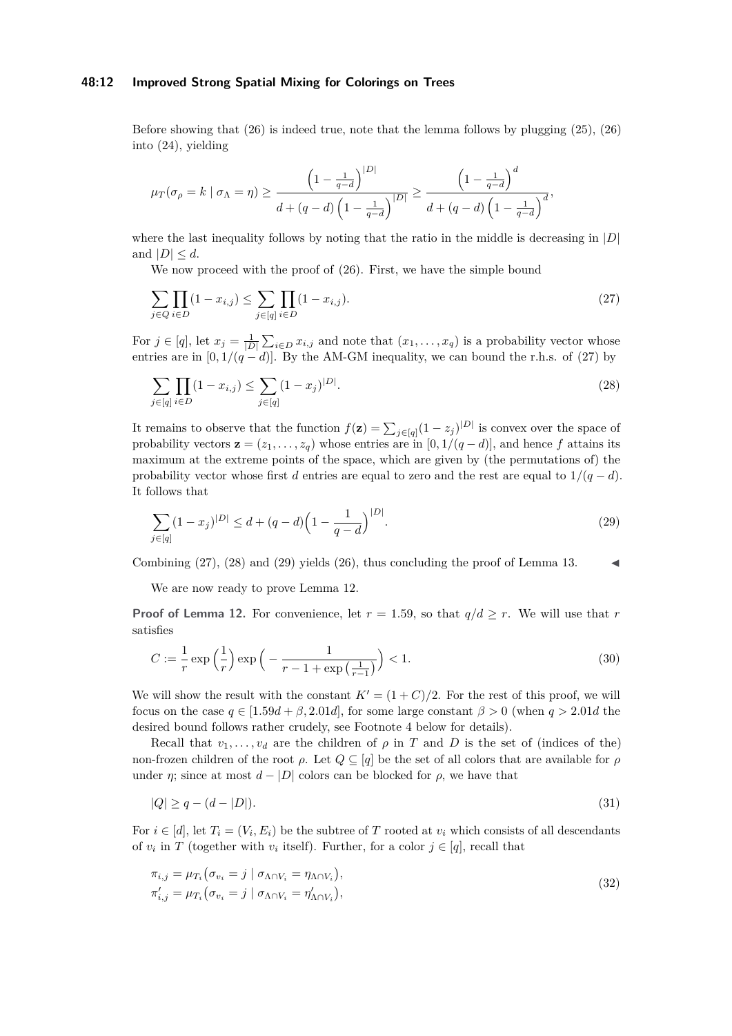Before showing that (26) is indeed true, note that the lemma follows by plugging (25), (26) into (24), yielding

$$\mu_T(\sigma_\rho = k \mid \sigma_\Lambda = \eta) \geq \frac{\left(1-\frac{1}{q-d}\right)^{|D|}}{d+(q-d)\left(1-\frac{1}{q-d}\right)^{|D|}} \geq \frac{\left(1-\frac{1}{q-d}\right)^{d}}{d+(q-d)\left(1-\frac{1}{q-d}\right)^{d}},$$

where the last inequality follows by noting that the ratio in the middle is decreasing in $|D|$ and $|D| \leq d$.

We now proceed with the proof of (26). First, we have the simple bound

$$\sum_{j\in Q}\prod_{i\in D}(1-x_{i,j}) \leq \sum_{j\in[q]}\prod_{i\in D}(1-x_{i,j}). \tag{27}$$

For $j \in [q]$, let $x_j = \frac{1}{|D|}\sum_{i\in D} x_{i,j}$ and note that $(x_1,\ldots,x_q)$ is a probability vector whose entries are in $[0, 1/(q-d)]$. By the AM-GM inequality, we can bound the r.h.s. of (27) by

$$\sum_{j\in[q]}\prod_{i\in D}(1-x_{i,j}) \leq \sum_{j\in[q]}(1-x_j)^{|D|}. \tag{28}$$

It remains to observe that the function $f(\mathbf{z}) = \sum_{j\in[q]}(1-z_j)^{|D|}$ is convex over the space of probability vectors $\mathbf{z} = (z_1,\ldots,z_q)$ whose entries are in $[0,1/(q-d)]$, and hence $f$ attains its maximum at the extreme points of the space, which are given by (the permutations of) the probability vector whose first $d$ entries are equal to zero and the rest are equal to $1/(q-d)$. It follows that

$$\sum_{j\in[q]}(1-x_j)^{|D|} \leq d + (q-d)\Big(1-\frac{1}{q-d}\Big)^{|D|}. \tag{29}$$

Combining (27), (28) and (29) yields (26), thus concluding the proof of Lemma 13. ◀

We are now ready to prove Lemma 12.

**Proof of Lemma 12.** For convenience, let $r = 1.59$, so that $q/d \geq r$. We will use that $r$ satisfies

$$C := \frac{1}{r}\exp\Big(\frac{1}{r}\Big)\exp\Big(-\frac{1}{r-1+\exp\big(\frac{1}{r-1}\big)}\Big) < 1. \tag{30}$$

We will show the result with the constant $K' = (1+C)/2$. For the rest of this proof, we will focus on the case $q \in [1.59d+\beta, 2.01d]$, for some large constant $\beta > 0$ (when $q > 2.01d$ the desired bound follows rather crudely, see Footnote 4 below for details).

Recall that $v_1,\ldots,v_d$ are the children of $\rho$ in $T$ and $D$ is the set of (indices of the) non-frozen children of the root $\rho$. Let $Q \subseteq [q]$ be the set of all colors that are available for $\rho$ under $\eta$; since at most $d-|D|$ colors can be blocked for $\rho$, we have that

$$|Q| \geq q - (d - |D|). \tag{31}$$

For $i \in [d]$, let $T_i = (V_i, E_i)$ be the subtree of $T$ rooted at $v_i$ which consists of all descendants of $v_i$ in $T$ (together with $v_i$ itself). Further, for a color $j \in [q]$, recall that

$$\begin{aligned}
\pi_{i,j} &= \mu_{T_i}\big(\sigma_{v_i} = j \mid \sigma_{\Lambda\cap V_i} = \eta_{\Lambda\cap V_i}\big),\\
\pi'_{i,j} &= \mu_{T_i}\big(\sigma_{v_i} = j \mid \sigma_{\Lambda\cap V_i} = \eta'_{\Lambda\cap V_i}\big),
\end{aligned} \tag{32}$$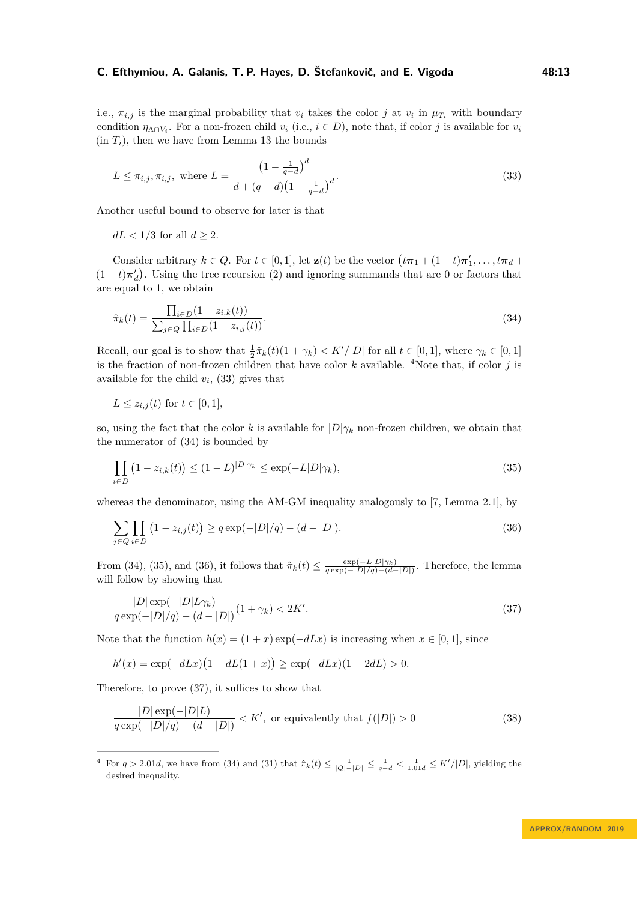i.e., $\pi_{i,j}$ is the marginal probability that $v_i$ takes the color $j$ at $v_i$ in $\mu_{T_i}$ with boundary condition $\eta_{\Lambda \cap V_i}$. For a non-frozen child $v_i$ (i.e., $i \in D$), note that, if color $j$ is available for $v_i$ (in $T_i$), then we have from Lemma 13 the bounds

$$L \le \pi_{i,j}, \pi_{i,j}, \text{ where } L = \frac{\left(1 - \frac{1}{q-d}\right)^d}{d + (q-d)\left(1 - \frac{1}{q-d}\right)^d}. \tag{33}$$

Another useful bound to observe for later is that

$dL < 1/3$ for all $d \ge 2$.

Consider arbitrary $k \in Q$. For $t \in [0,1]$, let $\mathbf{z}(t)$ be the vector $\left(t\boldsymbol{\pi}_1 + (1-t)\boldsymbol{\pi}'_1, \dots, t\boldsymbol{\pi}_d + (1-t)\boldsymbol{\pi}'_d\right)$. Using the tree recursion (2) and ignoring summands that are 0 or factors that are equal to 1, we obtain

$$\hat{\pi}_k(t) = \frac{\prod_{i \in D}(1 - z_{i,k}(t))}{\sum_{j \in Q} \prod_{i \in D}(1 - z_{i,j}(t))}. \tag{34}$$

Recall, our goal is to show that $\frac{1}{2}\hat{\pi}_k(t)(1 + \gamma_k) < K'/|D|$ for all $t \in [0,1]$, where $\gamma_k \in [0,1]$ is the fraction of non-frozen children that have color $k$ available. [4]Note that, if color $j$ is available for the child $v_i$, (33) gives that

$L \le z_{i,j}(t)$ for $t \in [0,1]$,

so, using the fact that the color $k$ is available for $|D|\gamma_k$ non-frozen children, we obtain that the numerator of (34) is bounded by

$$\prod_{i \in D} \left(1 - z_{i,k}(t)\right) \le (1 - L)^{|D|\gamma_k} \le \exp(-L|D|\gamma_k), \tag{35}$$

whereas the denominator, using the AM-GM inequality analogously to [7, Lemma 2.1], by

$$\sum_{j \in Q} \prod_{i \in D} \left(1 - z_{i,j}(t)\right) \ge q \exp(-|D|/q) - (d - |D|). \tag{36}$$

From (34), (35), and (36), it follows that $\hat{\pi}_k(t) \le \frac{\exp(-L|D|\gamma_k)}{q\exp(-|D|/q) - (d - |D|)}$. Therefore, the lemma will follow by showing that

$$\frac{|D| \exp(-|D|L\gamma_k)}{q \exp(-|D|/q) - (d - |D|)}(1 + \gamma_k) < 2K'. \tag{37}$$

Note that the function $h(x) = (1 + x)\exp(-dLx)$ is increasing when $x \in [0,1]$, since

$$h'(x) = \exp(-dLx)\left(1 - dL(1 + x)\right) \ge \exp(-dLx)(1 - 2dL) > 0.$$

Therefore, to prove (37), it suffices to show that

$$\frac{|D| \exp(-|D|L)}{q \exp(-|D|/q) - (d - |D|)} < K', \text{ or equivalently that } f(|D|) > 0 \tag{38}$$

[4] For $q > 2.01d$, we have from (34) and (31) that $\hat{\pi}_k(t) \le \frac{1}{|Q| - |D|} \le \frac{1}{q-d} < \frac{1}{1.01d} \le K'/|D|$, yielding the desired inequality.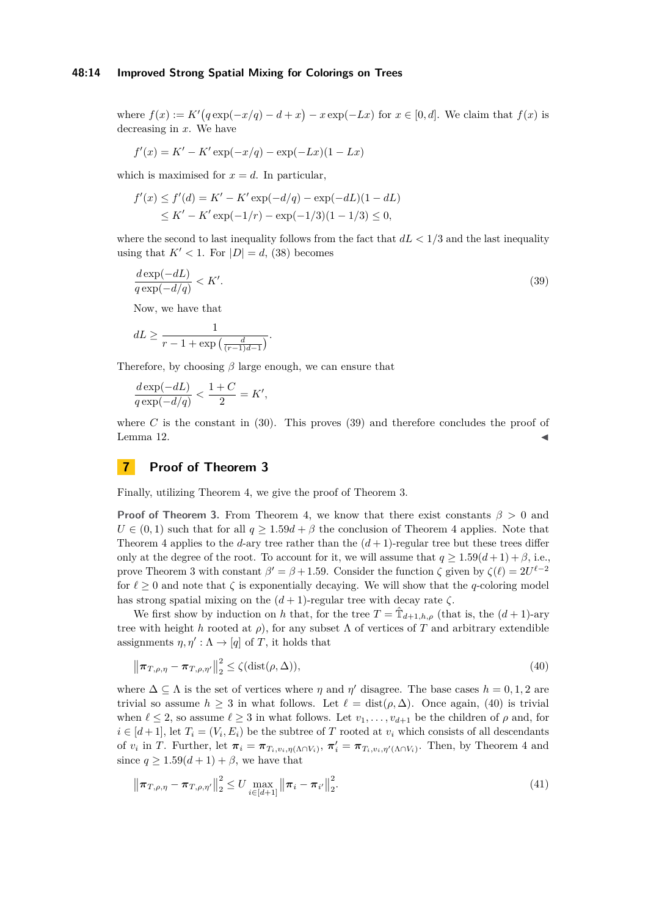where $f(x) := K'\big(q\exp(-x/q) - d + x\big) - x\exp(-Lx)$ for $x \in [0,d]$. We claim that $f(x)$ is decreasing in $x$. We have

$$f'(x) = K' - K'\exp(-x/q) - \exp(-Lx)(1 - Lx)$$

which is maximised for $x = d$. In particular,

$$\begin{aligned} f'(x) \le f'(d) &= K' - K'\exp(-d/q) - \exp(-dL)(1 - dL) \\ &\le K' - K'\exp(-1/r) - \exp(-1/3)(1 - 1/3) \le 0, \end{aligned}$$

where the second to last inequality follows from the fact that $dL < 1/3$ and the last inequality using that $K' < 1$. For $|D| = d$, (38) becomes

$$\frac{d\exp(-dL)}{q\exp(-d/q)} < K'. \tag{39}$$

Now, we have that

$$dL \ge \frac{1}{r - 1 + \exp\left(\frac{d}{(r-1)d-1}\right)}.$$

Therefore, by choosing $\beta$ large enough, we can ensure that

$$\frac{d\exp(-dL)}{q\exp(-d/q)} < \frac{1+C}{2} = K',$$

where $C$ is the constant in (30). This proves (39) and therefore concludes the proof of Lemma 12. ◀

# 7 Proof of Theorem 3

Finally, utilizing Theorem 4, we give the proof of Theorem 3.

**Proof of Theorem 3.** From Theorem 4, we know that there exist constants $\beta > 0$ and $U \in (0,1)$ such that for all $q \ge 1.59d + \beta$ the conclusion of Theorem 4 applies. Note that Theorem 4 applies to the $d$-ary tree rather than the $(d+1)$-regular tree but these trees differ only at the degree of the root. To account for it, we will assume that $q \ge 1.59(d+1) + \beta$, i.e., prove Theorem 3 with constant $\beta' = \beta + 1.59$. Consider the function $\zeta$ given by $\zeta(\ell) = 2U^{\ell-2}$ for $\ell \ge 0$ and note that $\zeta$ is exponentially decaying. We will show that the $q$-coloring model has strong spatial mixing on the $(d+1)$-regular tree with decay rate $\zeta$.

We first show by induction on $h$ that, for the tree $T = \hat{\mathbb{T}}_{d+1,h,\rho}$ (that is, the $(d+1)$-ary tree with height $h$ rooted at $\rho$), for any subset $\Lambda$ of vertices of $T$ and arbitrary extendible assignments $\eta, \eta' : \Lambda \to [q]$ of $T$, it holds that

$$\left\|\boldsymbol{\pi}_{T,\rho,\eta} - \boldsymbol{\pi}_{T,\rho,\eta'}\right\|_2^2 \le \zeta(\mathrm{dist}(\rho,\Delta)), \tag{40}$$

where $\Delta \subseteq \Lambda$ is the set of vertices where $\eta$ and $\eta'$ disagree. The base cases $h = 0,1,2$ are trivial so assume $h \ge 3$ in what follows. Let $\ell = \mathrm{dist}(\rho,\Delta)$. Once again, (40) is trivial when $\ell \le 2$, so assume $\ell \ge 3$ in what follows. Let $v_1, \ldots, v_{d+1}$ be the children of $\rho$ and, for $i \in [d+1]$, let $T_i = (V_i, E_i)$ be the subtree of $T$ rooted at $v_i$ which consists of all descendants of $v_i$ in $T$. Further, let $\boldsymbol{\pi}_i = \boldsymbol{\pi}_{T_i,v_i,\eta(\Lambda\cap V_i)}$, $\boldsymbol{\pi}_i' = \boldsymbol{\pi}_{T_i,v_i,\eta'(\Lambda\cap V_i)}$. Then, by Theorem 4 and since $q \ge 1.59(d+1) + \beta$, we have that

$$\left\|\boldsymbol{\pi}_{T,\rho,\eta} - \boldsymbol{\pi}_{T,\rho,\eta'}\right\|_2^2 \le U \max_{i\in[d+1]} \left\|\boldsymbol{\pi}_i - \boldsymbol{\pi}_{i'}\right\|_2^2. \tag{41}$$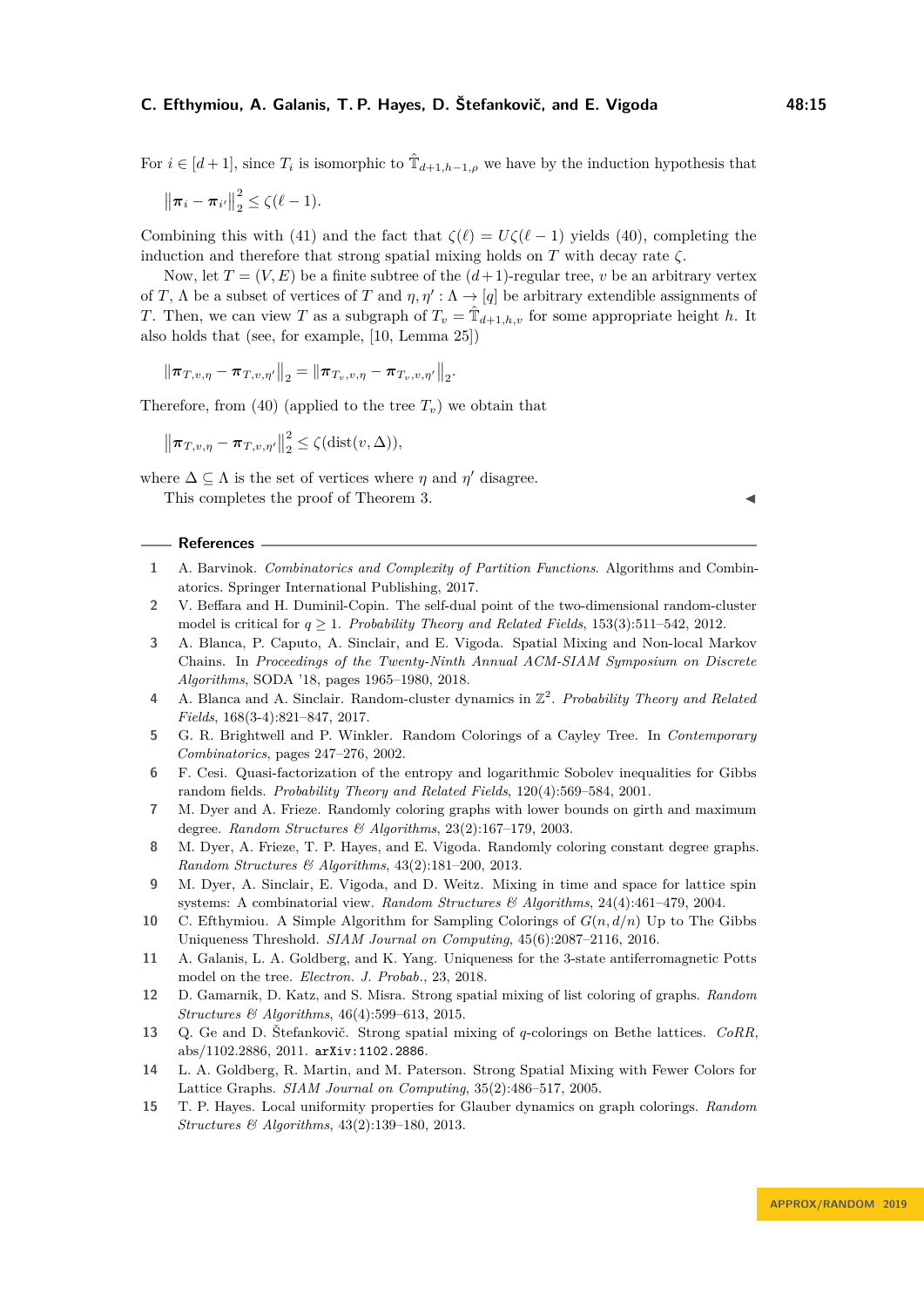For $i \in [d+1]$, since $T_i$ is isomorphic to $\hat{\mathbb{T}}_{d+1,h-1,\rho}$ we have by the induction hypothesis that

$$\left\|\boldsymbol{\pi}_i - \boldsymbol{\pi}_{i'}\right\|_2^2 \leq \zeta(\ell - 1).$$

Combining this with (41) and the fact that $\zeta(\ell) = U\zeta(\ell - 1)$ yields (40), completing the induction and therefore that strong spatial mixing holds on $T$ with decay rate $\zeta$.

Now, let $T = (V, E)$ be a finite subtree of the $(d+1)$-regular tree, $v$ be an arbitrary vertex of $T$, $\Lambda$ be a subset of vertices of $T$ and $\eta, \eta' : \Lambda \to [q]$ be arbitrary extendible assignments of $T$. Then, we can view $T$ as a subgraph of $T_v = \hat{\mathbb{T}}_{d+1,h,v}$ for some appropriate height $h$. It also holds that (see, for example, [10, Lemma 25])

$$\left\|\boldsymbol{\pi}_{T,v,\eta} - \boldsymbol{\pi}_{T,v,\eta'}\right\|_2 = \left\|\boldsymbol{\pi}_{T_v,v,\eta} - \boldsymbol{\pi}_{T_v,v,\eta'}\right\|_2.$$

Therefore, from (40) (applied to the tree $T_v$) we obtain that

$$\left\|\boldsymbol{\pi}_{T,v,\eta} - \boldsymbol{\pi}_{T,v,\eta'}\right\|_2^2 \leq \zeta(\mathrm{dist}(v, \Delta)),$$

where $\Delta \subseteq \Lambda$ is the set of vertices where $\eta$ and $\eta'$ disagree.

This completes the proof of Theorem 3. ◀

## References

1. A. Barvinok. *Combinatorics and Complexity of Partition Functions*. Algorithms and Combinatorics. Springer International Publishing, 2017.
2. V. Beffara and H. Duminil-Copin. The self-dual point of the two-dimensional random-cluster model is critical for $q \geq 1$. *Probability Theory and Related Fields*, 153(3):511–542, 2012.
3. A. Blanca, P. Caputo, A. Sinclair, and E. Vigoda. Spatial Mixing and Non-local Markov Chains. In *Proceedings of the Twenty-Ninth Annual ACM-SIAM Symposium on Discrete Algorithms*, SODA '18, pages 1965–1980, 2018.
4. A. Blanca and A. Sinclair. Random-cluster dynamics in $\mathbb{Z}^2$. *Probability Theory and Related Fields*, 168(3-4):821–847, 2017.
5. G. R. Brightwell and P. Winkler. Random Colorings of a Cayley Tree. In *Contemporary Combinatorics*, pages 247–276, 2002.
6. F. Cesi. Quasi-factorization of the entropy and logarithmic Sobolev inequalities for Gibbs random fields. *Probability Theory and Related Fields*, 120(4):569–584, 2001.
7. M. Dyer and A. Frieze. Randomly coloring graphs with lower bounds on girth and maximum degree. *Random Structures & Algorithms*, 23(2):167–179, 2003.
8. M. Dyer, A. Frieze, T. P. Hayes, and E. Vigoda. Randomly coloring constant degree graphs. *Random Structures & Algorithms*, 43(2):181–200, 2013.
9. M. Dyer, A. Sinclair, E. Vigoda, and D. Weitz. Mixing in time and space for lattice spin systems: A combinatorial view. *Random Structures & Algorithms*, 24(4):461–479, 2004.
10. C. Efthymiou. A Simple Algorithm for Sampling Colorings of $G(n, d/n)$ Up to The Gibbs Uniqueness Threshold. *SIAM Journal on Computing*, 45(6):2087–2116, 2016.
11. A. Galanis, L. A. Goldberg, and K. Yang. Uniqueness for the 3-state antiferromagnetic Potts model on the tree. *Electron. J. Probab.*, 23, 2018.
12. D. Gamarnik, D. Katz, and S. Misra. Strong spatial mixing of list coloring of graphs. *Random Structures & Algorithms*, 46(4):599–613, 2015.
13. Q. Ge and D. Štefankovič. Strong spatial mixing of $q$-colorings on Bethe lattices. *CoRR*, abs/1102.2886, 2011. `arXiv:1102.2886`.
14. L. A. Goldberg, R. Martin, and M. Paterson. Strong Spatial Mixing with Fewer Colors for Lattice Graphs. *SIAM Journal on Computing*, 35(2):486–517, 2005.
15. T. P. Hayes. Local uniformity properties for Glauber dynamics on graph colorings. *Random Structures & Algorithms*, 43(2):139–180, 2013.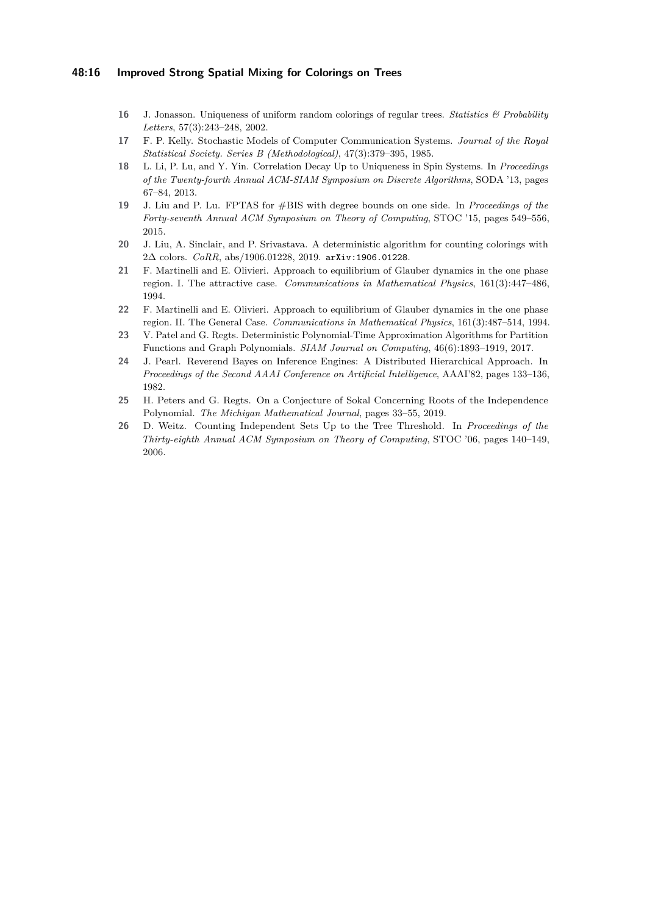16 J. Jonasson. Uniqueness of uniform random colorings of regular trees. *Statistics & Probability Letters*, 57(3):243–248, 2002.

17 F. P. Kelly. Stochastic Models of Computer Communication Systems. *Journal of the Royal Statistical Society. Series B (Methodological)*, 47(3):379–395, 1985.

18 L. Li, P. Lu, and Y. Yin. Correlation Decay Up to Uniqueness in Spin Systems. In *Proceedings of the Twenty-fourth Annual ACM-SIAM Symposium on Discrete Algorithms*, SODA '13, pages 67–84, 2013.

19 J. Liu and P. Lu. FPTAS for #BIS with degree bounds on one side. In *Proceedings of the Forty-seventh Annual ACM Symposium on Theory of Computing*, STOC '15, pages 549–556, 2015.

20 J. Liu, A. Sinclair, and P. Srivastava. A deterministic algorithm for counting colorings with $2\Delta$ colors. *CoRR*, abs/1906.01228, 2019. arXiv:1906.01228.

21 F. Martinelli and E. Olivieri. Approach to equilibrium of Glauber dynamics in the one phase region. I. The attractive case. *Communications in Mathematical Physics*, 161(3):447–486, 1994.

22 F. Martinelli and E. Olivieri. Approach to equilibrium of Glauber dynamics in the one phase region. II. The General Case. *Communications in Mathematical Physics*, 161(3):487–514, 1994.

23 V. Patel and G. Regts. Deterministic Polynomial-Time Approximation Algorithms for Partition Functions and Graph Polynomials. *SIAM Journal on Computing*, 46(6):1893–1919, 2017.

24 J. Pearl. Reverend Bayes on Inference Engines: A Distributed Hierarchical Approach. In *Proceedings of the Second AAAI Conference on Artificial Intelligence*, AAAI'82, pages 133–136, 1982.

25 H. Peters and G. Regts. On a Conjecture of Sokal Concerning Roots of the Independence Polynomial. *The Michigan Mathematical Journal*, pages 33–55, 2019.

26 D. Weitz. Counting Independent Sets Up to the Tree Threshold. In *Proceedings of the Thirty-eighth Annual ACM Symposium on Theory of Computing*, STOC '06, pages 140–149, 2006.